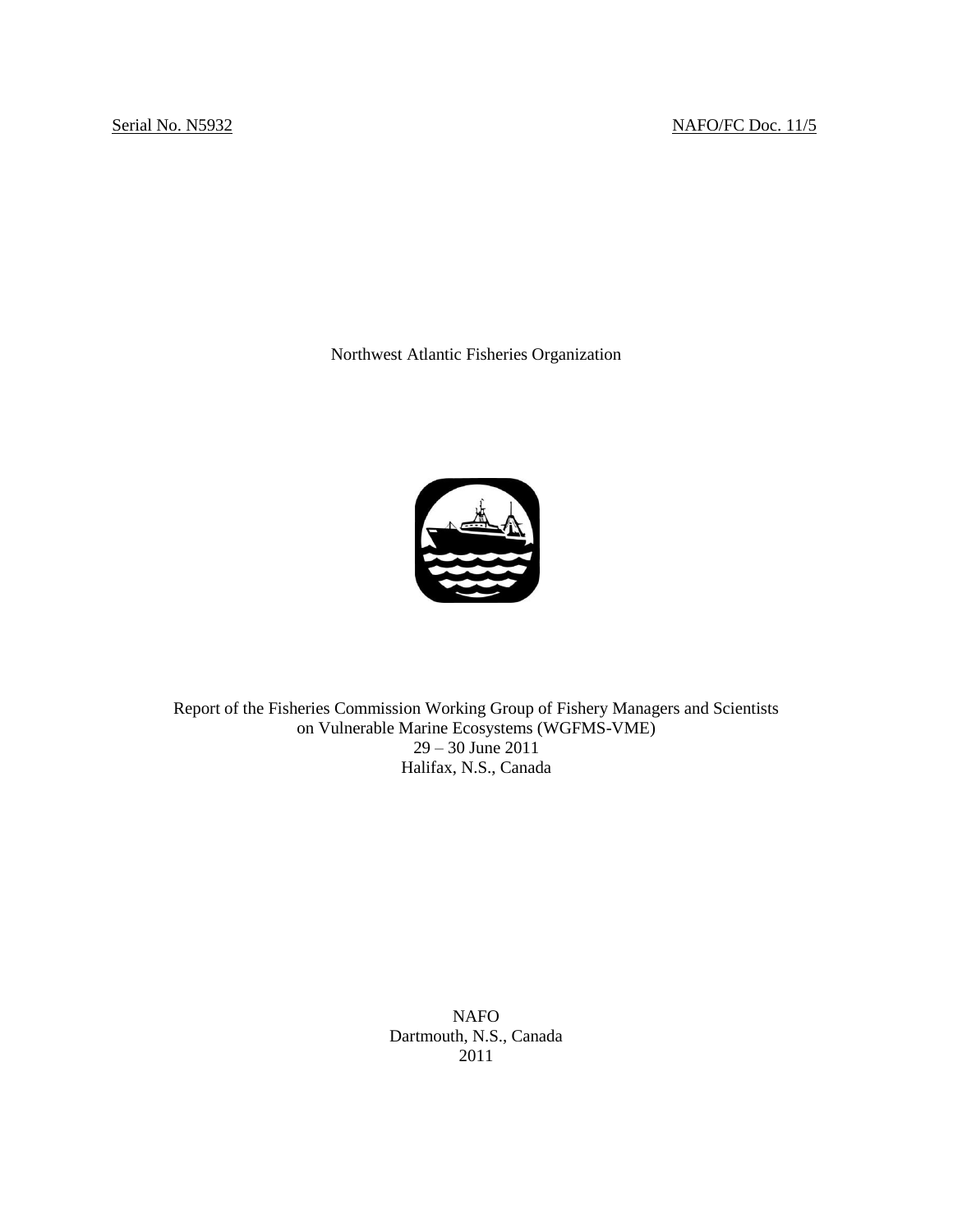Serial No. N5932 NAFO/FC Doc. 11/5

Northwest Atlantic Fisheries Organization

Report of the Fisheries Commission Working Group of Fishery Managers and Scientists on Vulnerable Marine Ecosystems (WGFMS-VME)
29 – 30 June 2011
Halifax, N.S., Canada

NAFO
Dartmouth, N.S., Canada
2011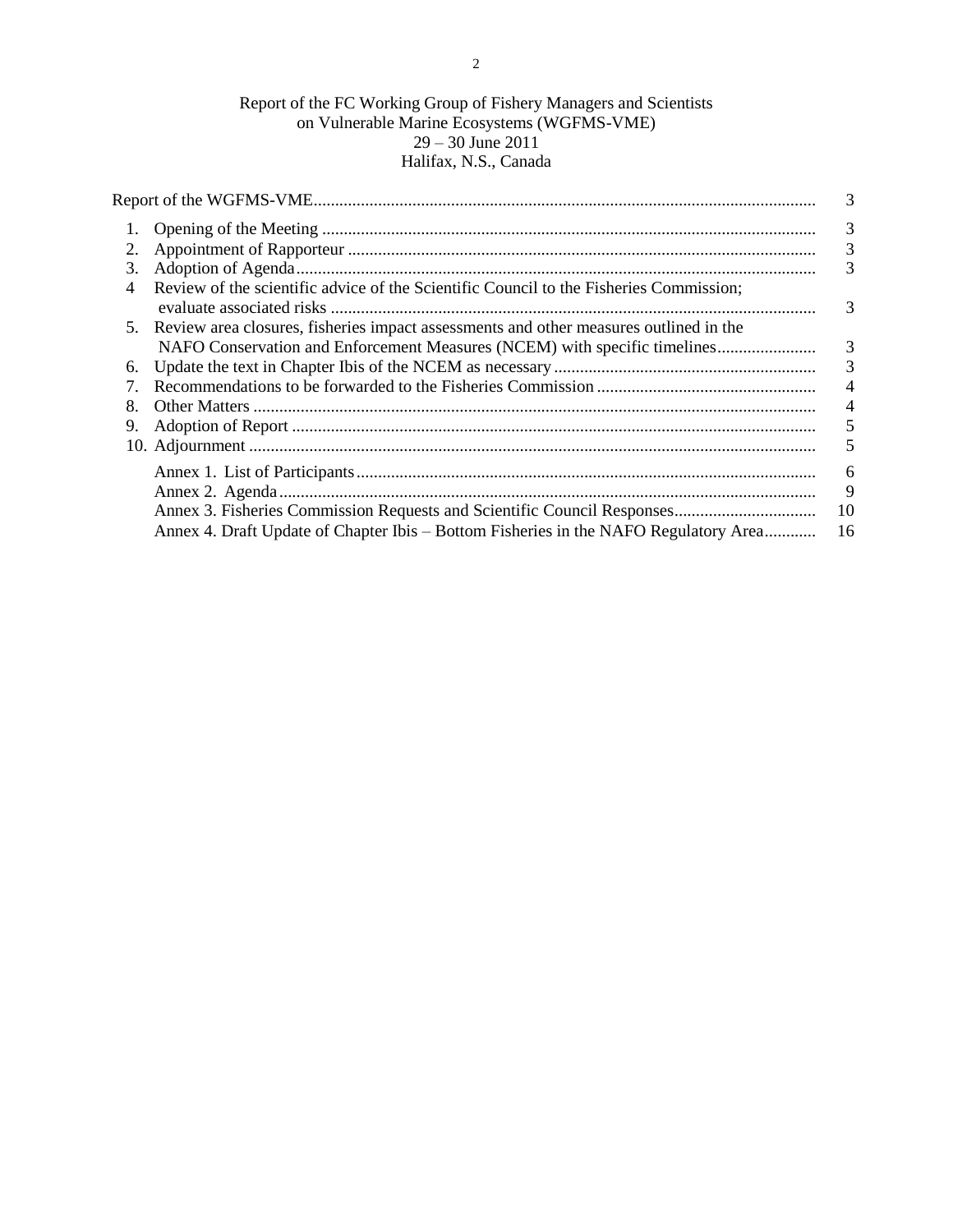Report of the FC Working Group of Fishery Managers and Scientists
on Vulnerable Marine Ecosystems (WGFMS-VME)
29 – 30 June 2011
Halifax, N.S., Canada

| | |
|---|---|
| Report of the WGFMS-VME | 3 |
| 1. Opening of the Meeting | 3 |
| 2. Appointment of Rapporteur | 3 |
| 3. Adoption of Agenda | 3 |
| 4 Review of the scientific advice of the Scientific Council to the Fisheries Commission; evaluate associated risks | 3 |
| 5. Review area closures, fisheries impact assessments and other measures outlined in the NAFO Conservation and Enforcement Measures (NCEM) with specific timelines | 3 |
| 6. Update the text in Chapter Ibis of the NCEM as necessary | 3 |
| 7. Recommendations to be forwarded to the Fisheries Commission | 4 |
| 8. Other Matters | 4 |
| 9. Adoption of Report | 5 |
| 10. Adjournment | 5 |
| Annex 1. List of Participants | 6 |
| Annex 2. Agenda | 9 |
| Annex 3. Fisheries Commission Requests and Scientific Council Responses | 10 |
| Annex 4. Draft Update of Chapter Ibis – Bottom Fisheries in the NAFO Regulatory Area | 16 |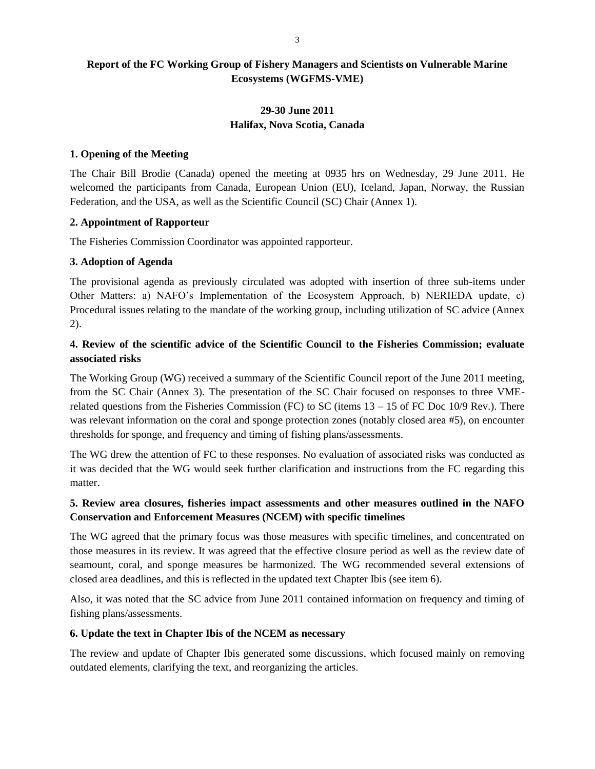# Report of the FC Working Group of Fishery Managers and Scientists on Vulnerable Marine Ecosystems (WGFMS-VME)

**29-30 June 2011**
**Halifax, Nova Scotia, Canada**

## 1. Opening of the Meeting

The Chair Bill Brodie (Canada) opened the meeting at 0935 hrs on Wednesday, 29 June 2011. He welcomed the participants from Canada, European Union (EU), Iceland, Japan, Norway, the Russian Federation, and the USA, as well as the Scientific Council (SC) Chair (Annex 1).

## 2. Appointment of Rapporteur

The Fisheries Commission Coordinator was appointed rapporteur.

## 3. Adoption of Agenda

The provisional agenda as previously circulated was adopted with insertion of three sub-items under Other Matters: a) NAFO's Implementation of the Ecosystem Approach, b) NERIEDA update, c) Procedural issues relating to the mandate of the working group, including utilization of SC advice (Annex 2).

## 4. Review of the scientific advice of the Scientific Council to the Fisheries Commission; evaluate associated risks

The Working Group (WG) received a summary of the Scientific Council report of the June 2011 meeting, from the SC Chair (Annex 3). The presentation of the SC Chair focused on responses to three VME-related questions from the Fisheries Commission (FC) to SC (items 13 – 15 of FC Doc 10/9 Rev.). There was relevant information on the coral and sponge protection zones (notably closed area #5), on encounter thresholds for sponge, and frequency and timing of fishing plans/assessments.

The WG drew the attention of FC to these responses. No evaluation of associated risks was conducted as it was decided that the WG would seek further clarification and instructions from the FC regarding this matter.

## 5. Review area closures, fisheries impact assessments and other measures outlined in the NAFO Conservation and Enforcement Measures (NCEM) with specific timelines

The WG agreed that the primary focus was those measures with specific timelines, and concentrated on those measures in its review. It was agreed that the effective closure period as well as the review date of seamount, coral, and sponge measures be harmonized. The WG recommended several extensions of closed area deadlines, and this is reflected in the updated text Chapter Ibis (see item 6).

Also, it was noted that the SC advice from June 2011 contained information on frequency and timing of fishing plans/assessments.

## 6. Update the text in Chapter Ibis of the NCEM as necessary

The review and update of Chapter Ibis generated some discussions, which focused mainly on removing outdated elements, clarifying the text, and reorganizing the articles.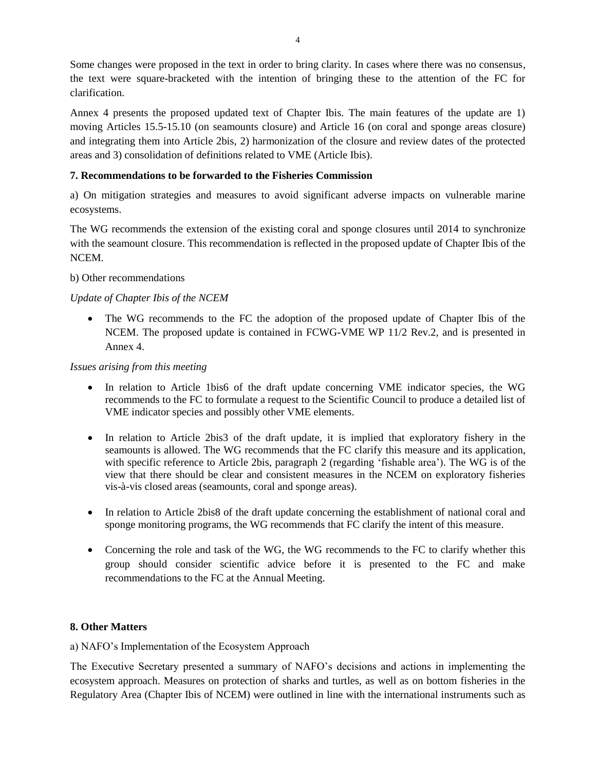Some changes were proposed in the text in order to bring clarity. In cases where there was no consensus, the text were square-bracketed with the intention of bringing these to the attention of the FC for clarification.

Annex 4 presents the proposed updated text of Chapter Ibis. The main features of the update are 1) moving Articles 15.5-15.10 (on seamounts closure) and Article 16 (on coral and sponge areas closure) and integrating them into Article 2bis, 2) harmonization of the closure and review dates of the protected areas and 3) consolidation of definitions related to VME (Article Ibis).

**7. Recommendations to be forwarded to the Fisheries Commission**

a) On mitigation strategies and measures to avoid significant adverse impacts on vulnerable marine ecosystems.

The WG recommends the extension of the existing coral and sponge closures until 2014 to synchronize with the seamount closure. This recommendation is reflected in the proposed update of Chapter Ibis of the NCEM.

b) Other recommendations

*Update of Chapter Ibis of the NCEM*

- The WG recommends to the FC the adoption of the proposed update of Chapter Ibis of the NCEM. The proposed update is contained in FCWG-VME WP 11/2 Rev.2, and is presented in Annex 4.

*Issues arising from this meeting*

- In relation to Article 1bis6 of the draft update concerning VME indicator species, the WG recommends to the FC to formulate a request to the Scientific Council to produce a detailed list of VME indicator species and possibly other VME elements.
- In relation to Article 2bis3 of the draft update, it is implied that exploratory fishery in the seamounts is allowed. The WG recommends that the FC clarify this measure and its application, with specific reference to Article 2bis, paragraph 2 (regarding 'fishable area'). The WG is of the view that there should be clear and consistent measures in the NCEM on exploratory fisheries vis-à-vis closed areas (seamounts, coral and sponge areas).
- In relation to Article 2bis8 of the draft update concerning the establishment of national coral and sponge monitoring programs, the WG recommends that FC clarify the intent of this measure.
- Concerning the role and task of the WG, the WG recommends to the FC to clarify whether this group should consider scientific advice before it is presented to the FC and make recommendations to the FC at the Annual Meeting.

**8. Other Matters**

a) NAFO's Implementation of the Ecosystem Approach

The Executive Secretary presented a summary of NAFO's decisions and actions in implementing the ecosystem approach. Measures on protection of sharks and turtles, as well as on bottom fisheries in the Regulatory Area (Chapter Ibis of NCEM) were outlined in line with the international instruments such as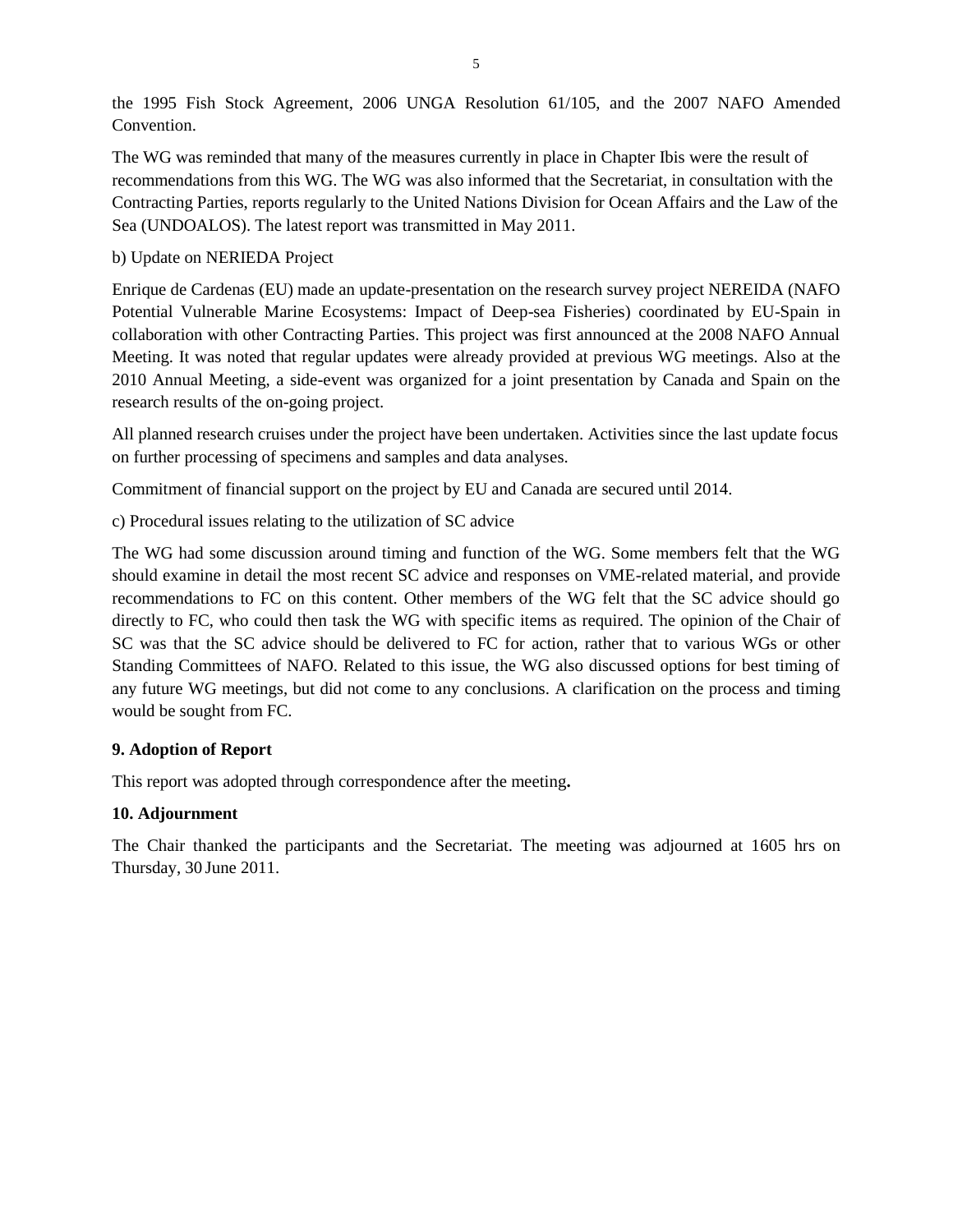the 1995 Fish Stock Agreement, 2006 UNGA Resolution 61/105, and the 2007 NAFO Amended Convention.

The WG was reminded that many of the measures currently in place in Chapter Ibis were the result of recommendations from this WG. The WG was also informed that the Secretariat, in consultation with the Contracting Parties, reports regularly to the United Nations Division for Ocean Affairs and the Law of the Sea (UNDOALOS). The latest report was transmitted in May 2011.

b) Update on NERIEDA Project

Enrique de Cardenas (EU) made an update-presentation on the research survey project NEREIDA (NAFO Potential Vulnerable Marine Ecosystems: Impact of Deep-sea Fisheries) coordinated by EU-Spain in collaboration with other Contracting Parties. This project was first announced at the 2008 NAFO Annual Meeting. It was noted that regular updates were already provided at previous WG meetings. Also at the 2010 Annual Meeting, a side-event was organized for a joint presentation by Canada and Spain on the research results of the on-going project.

All planned research cruises under the project have been undertaken. Activities since the last update focus on further processing of specimens and samples and data analyses.

Commitment of financial support on the project by EU and Canada are secured until 2014.

c) Procedural issues relating to the utilization of SC advice

The WG had some discussion around timing and function of the WG. Some members felt that the WG should examine in detail the most recent SC advice and responses on VME-related material, and provide recommendations to FC on this content. Other members of the WG felt that the SC advice should go directly to FC, who could then task the WG with specific items as required. The opinion of the Chair of SC was that the SC advice should be delivered to FC for action, rather that to various WGs or other Standing Committees of NAFO. Related to this issue, the WG also discussed options for best timing of any future WG meetings, but did not come to any conclusions. A clarification on the process and timing would be sought from FC.

### 9. Adoption of Report

This report was adopted through correspondence after the meeting.

### 10. Adjournment

The Chair thanked the participants and the Secretariat. The meeting was adjourned at 1605 hrs on Thursday, 30 June 2011.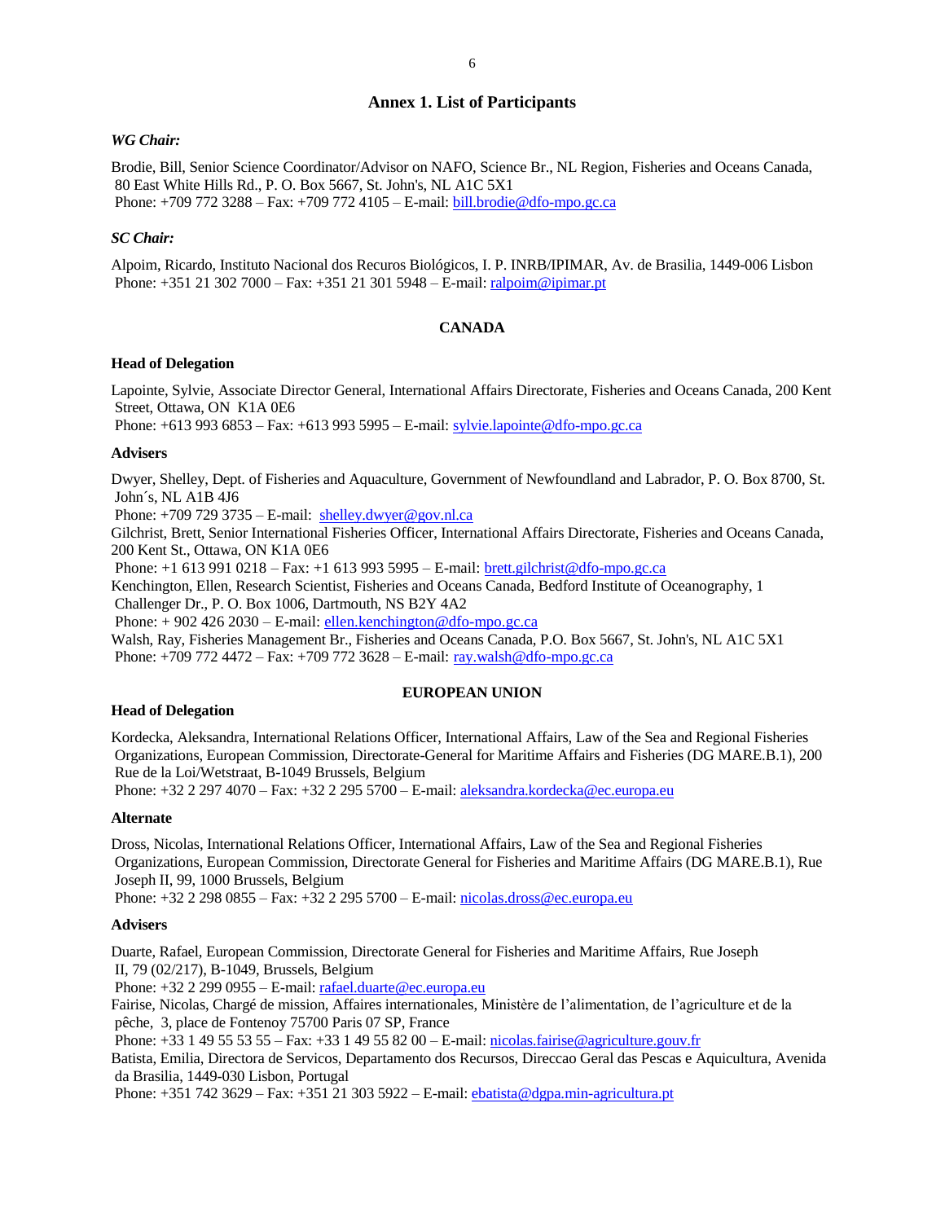## Annex 1. List of Participants

***WG Chair:***

Brodie, Bill, Senior Science Coordinator/Advisor on NAFO, Science Br., NL Region, Fisheries and Oceans Canada, 80 East White Hills Rd., P. O. Box 5667, St. John's, NL A1C 5X1
Phone: +709 772 3288 – Fax: +709 772 4105 – E-mail: bill.brodie@dfo-mpo.gc.ca

***SC Chair:***

Alpoim, Ricardo, Instituto Nacional dos Recuros Biológicos, I. P. INRB/IPIMAR, Av. de Brasilia, 1449-006 Lisbon
Phone: +351 21 302 7000 – Fax: +351 21 301 5948 – E-mail: ralpoim@ipimar.pt

### CANADA

**Head of Delegation**

Lapointe, Sylvie, Associate Director General, International Affairs Directorate, Fisheries and Oceans Canada, 200 Kent Street, Ottawa, ON K1A 0E6
Phone: +613 993 6853 – Fax: +613 993 5995 – E-mail: sylvie.lapointe@dfo-mpo.gc.ca

**Advisers**

Dwyer, Shelley, Dept. of Fisheries and Aquaculture, Government of Newfoundland and Labrador, P. O. Box 8700, St. John´s, NL A1B 4J6
Phone: +709 729 3735 – E-mail: shelley.dwyer@gov.nl.ca
Gilchrist, Brett, Senior International Fisheries Officer, International Affairs Directorate, Fisheries and Oceans Canada, 200 Kent St., Ottawa, ON K1A 0E6
Phone: +1 613 991 0218 – Fax: +1 613 993 5995 – E-mail: brett.gilchrist@dfo-mpo.gc.ca
Kenchington, Ellen, Research Scientist, Fisheries and Oceans Canada, Bedford Institute of Oceanography, 1 Challenger Dr., P. O. Box 1006, Dartmouth, NS B2Y 4A2
Phone: + 902 426 2030 – E-mail: ellen.kenchington@dfo-mpo.gc.ca
Walsh, Ray, Fisheries Management Br., Fisheries and Oceans Canada, P.O. Box 5667, St. John's, NL A1C 5X1
Phone: +709 772 4472 – Fax: +709 772 3628 – E-mail: ray.walsh@dfo-mpo.gc.ca

### EUROPEAN UNION

**Head of Delegation**

Kordecka, Aleksandra, International Relations Officer, International Affairs, Law of the Sea and Regional Fisheries Organizations, European Commission, Directorate-General for Maritime Affairs and Fisheries (DG MARE.B.1), 200 Rue de la Loi/Wetstraat, B-1049 Brussels, Belgium
Phone: +32 2 297 4070 – Fax: +32 2 295 5700 – E-mail: aleksandra.kordecka@ec.europa.eu

**Alternate**

Dross, Nicolas, International Relations Officer, International Affairs, Law of the Sea and Regional Fisheries Organizations, European Commission, Directorate General for Fisheries and Maritime Affairs (DG MARE.B.1), Rue Joseph II, 99, 1000 Brussels, Belgium
Phone: +32 2 298 0855 – Fax: +32 2 295 5700 – E-mail: nicolas.dross@ec.europa.eu

**Advisers**

Duarte, Rafael, European Commission, Directorate General for Fisheries and Maritime Affairs, Rue Joseph II, 79 (02/217), B-1049, Brussels, Belgium
Phone: +32 2 299 0955 – E-mail: rafael.duarte@ec.europa.eu
Fairise, Nicolas, Chargé de mission, Affaires internationales, Ministère de l'alimentation, de l'agriculture et de la pêche, 3, place de Fontenoy 75700 Paris 07 SP, France
Phone: +33 1 49 55 53 55 – Fax: +33 1 49 55 82 00 – E-mail: nicolas.fairise@agriculture.gouv.fr
Batista, Emilia, Directora de Servicos, Departamento dos Recursos, Direccao Geral das Pescas e Aquicultura, Avenida da Brasilia, 1449-030 Lisbon, Portugal
Phone: +351 742 3629 – Fax: +351 21 303 5922 – E-mail: ebatista@dgpa.min-agricultura.pt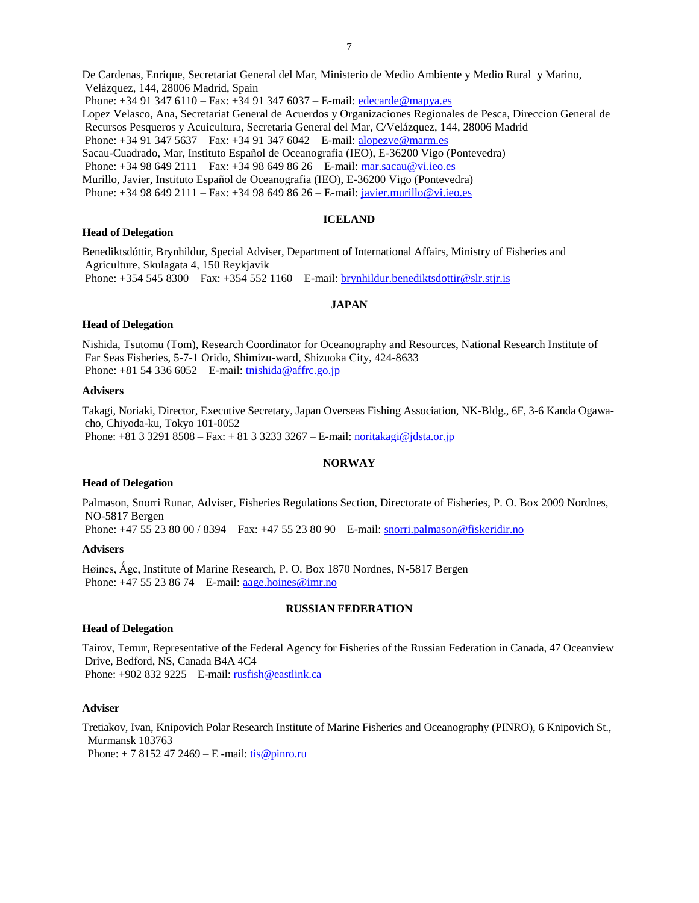De Cardenas, Enrique, Secretariat General del Mar, Ministerio de Medio Ambiente y Medio Rural y Marino, Velázquez, 144, 28006 Madrid, Spain
Phone: +34 91 347 6110 – Fax: +34 91 347 6037 – E-mail: edecarde@mapya.es

Lopez Velasco, Ana, Secretariat General de Acuerdos y Organizaciones Regionales de Pesca, Direccion General de Recursos Pesqueros y Acuicultura, Secretaria General del Mar, C/Velázquez, 144, 28006 Madrid
Phone: +34 91 347 5637 – Fax: +34 91 347 6042 – E-mail: alopezve@marm.es

Sacau-Cuadrado, Mar, Instituto Español de Oceanografia (IEO), E-36200 Vigo (Pontevedra)
Phone: +34 98 649 2111 – Fax: +34 98 649 86 26 – E-mail: mar.sacau@vi.ieo.es

Murillo, Javier, Instituto Español de Oceanografia (IEO), E-36200 Vigo (Pontevedra)
Phone: +34 98 649 2111 – Fax: +34 98 649 86 26 – E-mail: javier.murillo@vi.ieo.es

## ICELAND

**Head of Delegation**

Benediktsdóttir, Brynhildur, Special Adviser, Department of International Affairs, Ministry of Fisheries and Agriculture, Skulagata 4, 150 Reykjavik
Phone: +354 545 8300 – Fax: +354 552 1160 – E-mail: brynhildur.benediktsdottir@slr.stjr.is

## JAPAN

**Head of Delegation**

Nishida, Tsutomu (Tom), Research Coordinator for Oceanography and Resources, National Research Institute of Far Seas Fisheries, 5-7-1 Orido, Shimizu-ward, Shizuoka City, 424-8633
Phone: +81 54 336 6052 – E-mail: tnishida@affrc.go.jp

**Advisers**

Takagi, Noriaki, Director, Executive Secretary, Japan Overseas Fishing Association, NK-Bldg., 6F, 3-6 Kanda Ogawa-cho, Chiyoda-ku, Tokyo 101-0052
Phone: +81 3 3291 8508 – Fax: + 81 3 3233 3267 – E-mail: noritakagi@jdsta.or.jp

## NORWAY

**Head of Delegation**

Palmason, Snorri Runar, Adviser, Fisheries Regulations Section, Directorate of Fisheries, P. O. Box 2009 Nordnes, NO-5817 Bergen
Phone: +47 55 23 80 00 / 8394 – Fax: +47 55 23 80 90 – E-mail: snorri.palmason@fiskeridir.no

**Advisers**

Høines, Ǻge, Institute of Marine Research, P. O. Box 1870 Nordnes, N-5817 Bergen
Phone: +47 55 23 86 74 – E-mail: aage.hoines@imr.no

## RUSSIAN FEDERATION

**Head of Delegation**

Tairov, Temur, Representative of the Federal Agency for Fisheries of the Russian Federation in Canada, 47 Oceanview Drive, Bedford, NS, Canada B4A 4C4
Phone: +902 832 9225 – E-mail: rusfish@eastlink.ca

**Adviser**

Tretiakov, Ivan, Knipovich Polar Research Institute of Marine Fisheries and Oceanography (PINRO), 6 Knipovich St., Murmansk 183763
Phone: + 7 8152 47 2469 – E -mail: tis@pinro.ru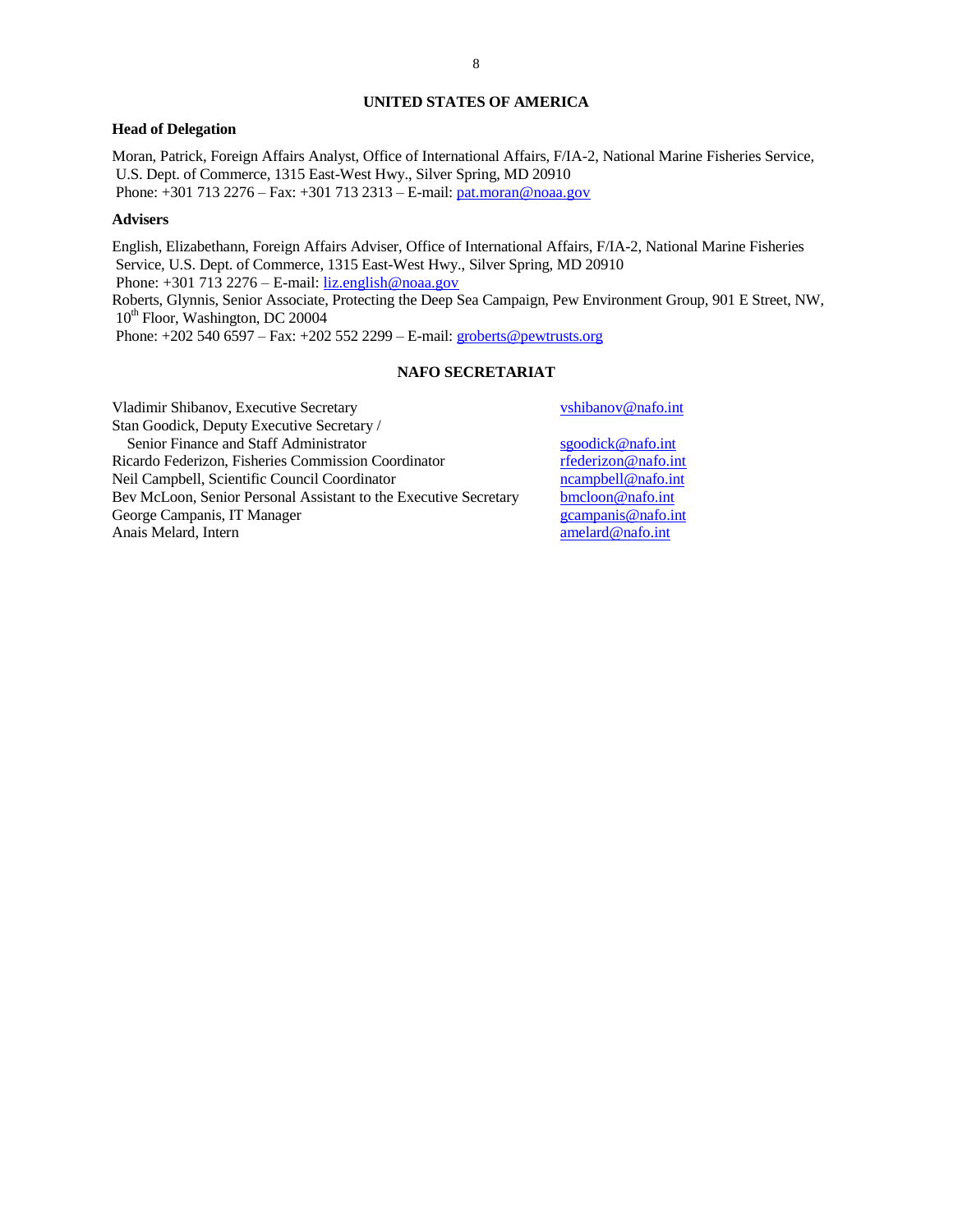## UNITED STATES OF AMERICA

**Head of Delegation**

Moran, Patrick, Foreign Affairs Analyst, Office of International Affairs, F/IA-2, National Marine Fisheries Service, U.S. Dept. of Commerce, 1315 East-West Hwy., Silver Spring, MD 20910
Phone: +301 713 2276 – Fax: +301 713 2313 – E-mail: pat.moran@noaa.gov

**Advisers**

English, Elizabethann, Foreign Affairs Adviser, Office of International Affairs, F/IA-2, National Marine Fisheries Service, U.S. Dept. of Commerce, 1315 East-West Hwy., Silver Spring, MD 20910
Phone: +301 713 2276 – E-mail: liz.english@noaa.gov

Roberts, Glynnis, Senior Associate, Protecting the Deep Sea Campaign, Pew Environment Group, 901 E Street, NW, 10th Floor, Washington, DC 20004
Phone: +202 540 6597 – Fax: +202 552 2299 – E-mail: groberts@pewtrusts.org

## NAFO SECRETARIAT

| | |
|---|---|
| Vladimir Shibanov, Executive Secretary | vshibanov@nafo.int |
| Stan Goodick, Deputy Executive Secretary / Senior Finance and Staff Administrator | sgoodick@nafo.int |
| Ricardo Federizon, Fisheries Commission Coordinator | rfederizon@nafo.int |
| Neil Campbell, Scientific Council Coordinator | ncampbell@nafo.int |
| Bev McLoon, Senior Personal Assistant to the Executive Secretary | bmcloon@nafo.int |
| George Campanis, IT Manager | gcampanis@nafo.int |
| Anais Melard, Intern | amelard@nafo.int |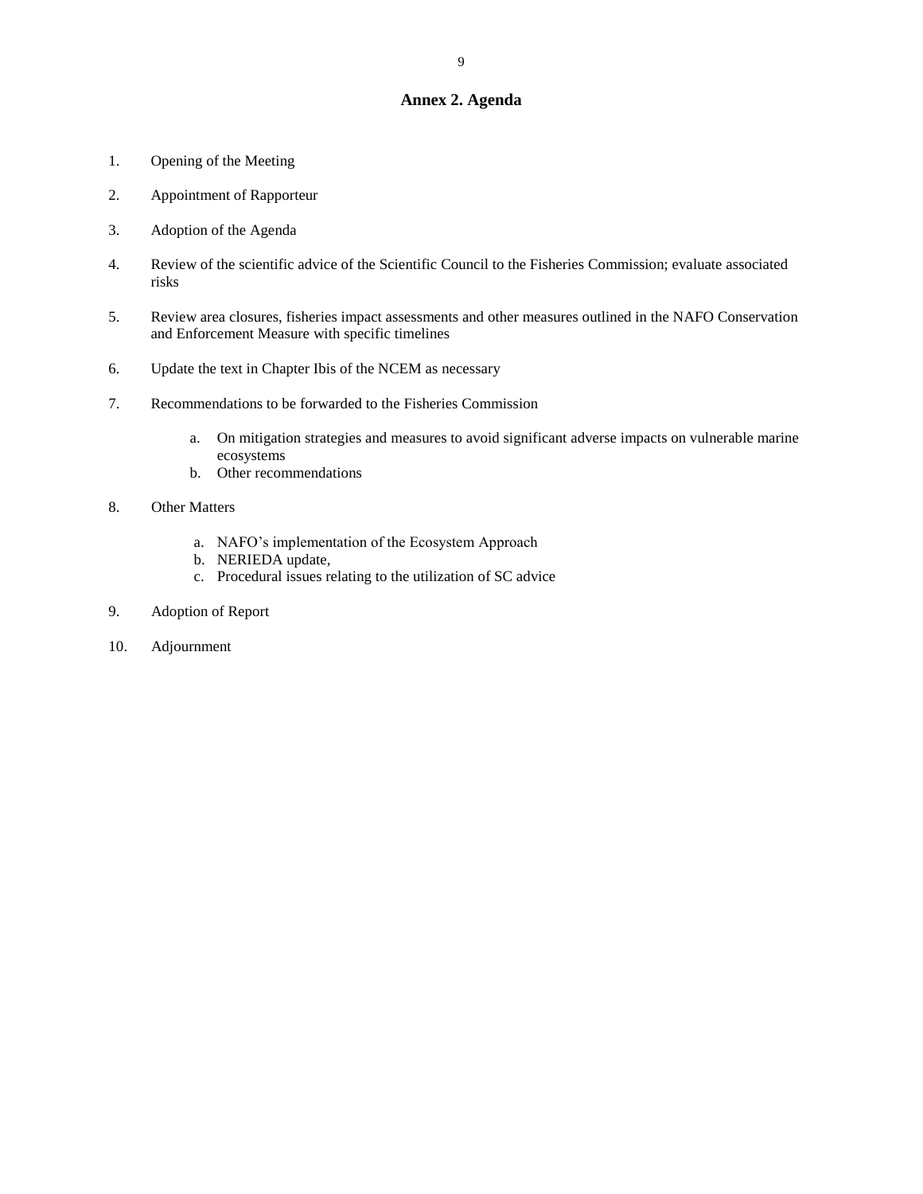## Annex 2. Agenda

1. Opening of the Meeting
2. Appointment of Rapporteur
3. Adoption of the Agenda
4. Review of the scientific advice of the Scientific Council to the Fisheries Commission; evaluate associated risks
5. Review area closures, fisheries impact assessments and other measures outlined in the NAFO Conservation and Enforcement Measure with specific timelines
6. Update the text in Chapter Ibis of the NCEM as necessary
7. Recommendations to be forwarded to the Fisheries Commission
    a. On mitigation strategies and measures to avoid significant adverse impacts on vulnerable marine ecosystems
    b. Other recommendations
8. Other Matters
    a. NAFO's implementation of the Ecosystem Approach
    b. NERIEDA update,
    c. Procedural issues relating to the utilization of SC advice
9. Adoption of Report
10. Adjournment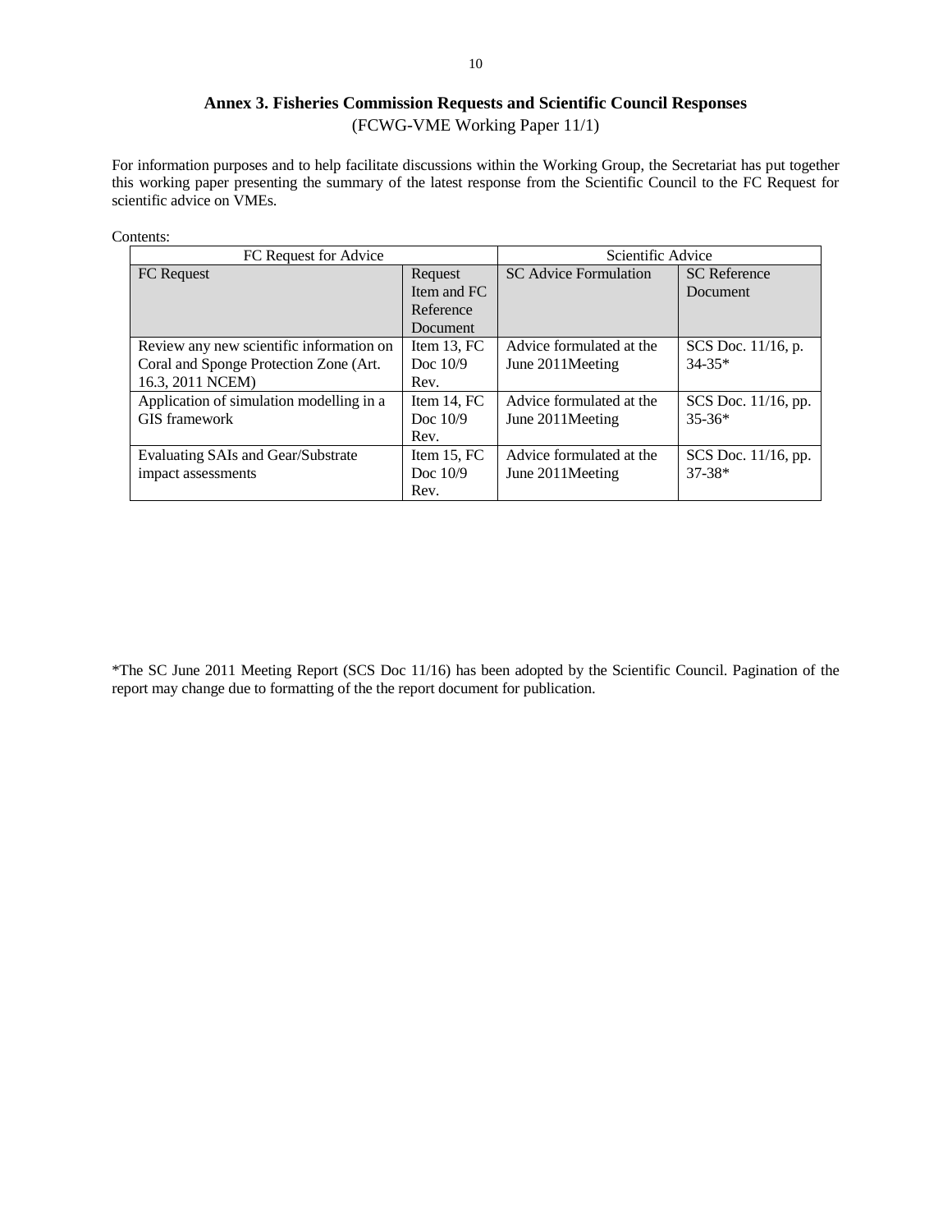## Annex 3. Fisheries Commission Requests and Scientific Council Responses

(FCWG-VME Working Paper 11/1)

For information purposes and to help facilitate discussions within the Working Group, the Secretariat has put together this working paper presenting the summary of the latest response from the Scientific Council to the FC Request for scientific advice on VMEs.

Contents:

| FC Request for Advice | | Scientific Advice | |
|---|---|---|---|
| FC Request | Request Item and FC Reference Document | SC Advice Formulation | SC Reference Document |
| Review any new scientific information on Coral and Sponge Protection Zone (Art. 16.3, 2011 NCEM) | Item 13, FC Doc 10/9 Rev. | Advice formulated at the June 2011Meeting | SCS Doc. 11/16, p. 34-35* |
| Application of simulation modelling in a GIS framework | Item 14, FC Doc 10/9 Rev. | Advice formulated at the June 2011Meeting | SCS Doc. 11/16, pp. 35-36* |
| Evaluating SAIs and Gear/Substrate impact assessments | Item 15, FC Doc 10/9 Rev. | Advice formulated at the June 2011Meeting | SCS Doc. 11/16, pp. 37-38* |

*The SC June 2011 Meeting Report (SCS Doc 11/16) has been adopted by the Scientific Council. Pagination of the report may change due to formatting of the the report document for publication.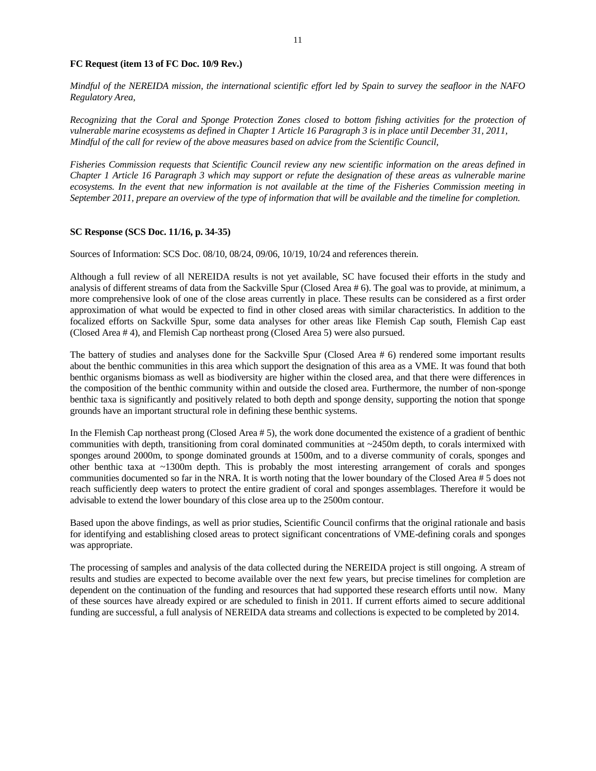**FC Request (item 13 of FC Doc. 10/9 Rev.)**

*Mindful of the NEREIDA mission, the international scientific effort led by Spain to survey the seafloor in the NAFO Regulatory Area,*

*Recognizing that the Coral and Sponge Protection Zones closed to bottom fishing activities for the protection of vulnerable marine ecosystems as defined in Chapter 1 Article 16 Paragraph 3 is in place until December 31, 2011,*
*Mindful of the call for review of the above measures based on advice from the Scientific Council,*

*Fisheries Commission requests that Scientific Council review any new scientific information on the areas defined in Chapter 1 Article 16 Paragraph 3 which may support or refute the designation of these areas as vulnerable marine ecosystems. In the event that new information is not available at the time of the Fisheries Commission meeting in September 2011, prepare an overview of the type of information that will be available and the timeline for completion.*

**SC Response (SCS Doc. 11/16, p. 34-35)**

Sources of Information: SCS Doc. 08/10, 08/24, 09/06, 10/19, 10/24 and references therein.

Although a full review of all NEREIDA results is not yet available, SC have focused their efforts in the study and analysis of different streams of data from the Sackville Spur (Closed Area # 6). The goal was to provide, at minimum, a more comprehensive look of one of the close areas currently in place. These results can be considered as a first order approximation of what would be expected to find in other closed areas with similar characteristics. In addition to the focalized efforts on Sackville Spur, some data analyses for other areas like Flemish Cap south, Flemish Cap east (Closed Area # 4), and Flemish Cap northeast prong (Closed Area 5) were also pursued.

The battery of studies and analyses done for the Sackville Spur (Closed Area # 6) rendered some important results about the benthic communities in this area which support the designation of this area as a VME. It was found that both benthic organisms biomass as well as biodiversity are higher within the closed area, and that there were differences in the composition of the benthic community within and outside the closed area. Furthermore, the number of non-sponge benthic taxa is significantly and positively related to both depth and sponge density, supporting the notion that sponge grounds have an important structural role in defining these benthic systems.

In the Flemish Cap northeast prong (Closed Area # 5), the work done documented the existence of a gradient of benthic communities with depth, transitioning from coral dominated communities at ~2450m depth, to corals intermixed with sponges around 2000m, to sponge dominated grounds at 1500m, and to a diverse community of corals, sponges and other benthic taxa at ~1300m depth. This is probably the most interesting arrangement of corals and sponges communities documented so far in the NRA. It is worth noting that the lower boundary of the Closed Area # 5 does not reach sufficiently deep waters to protect the entire gradient of coral and sponges assemblages. Therefore it would be advisable to extend the lower boundary of this close area up to the 2500m contour.

Based upon the above findings, as well as prior studies, Scientific Council confirms that the original rationale and basis for identifying and establishing closed areas to protect significant concentrations of VME-defining corals and sponges was appropriate.

The processing of samples and analysis of the data collected during the NEREIDA project is still ongoing. A stream of results and studies are expected to become available over the next few years, but precise timelines for completion are dependent on the continuation of the funding and resources that had supported these research efforts until now. Many of these sources have already expired or are scheduled to finish in 2011. If current efforts aimed to secure additional funding are successful, a full analysis of NEREIDA data streams and collections is expected to be completed by 2014.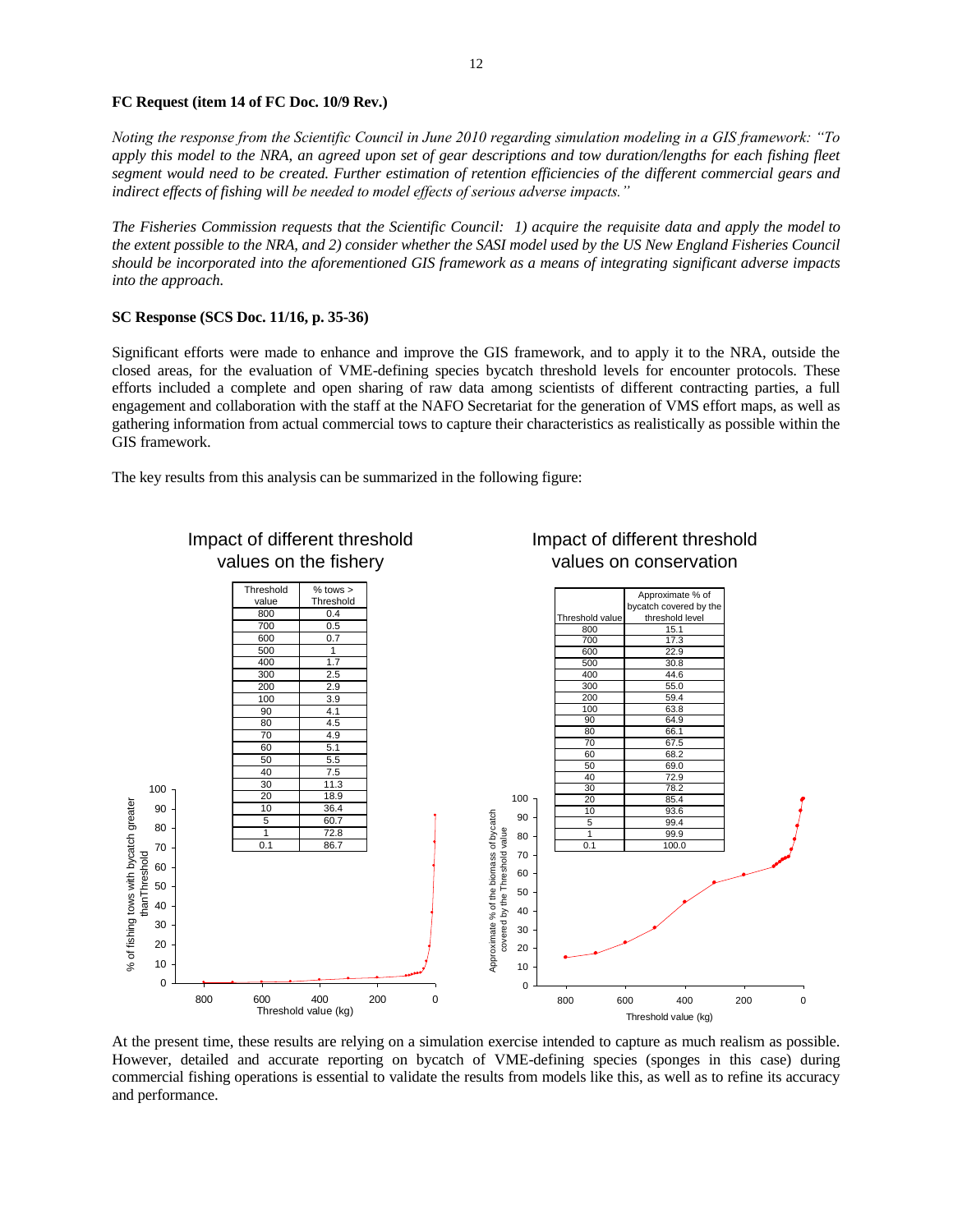**FC Request (item 14 of FC Doc. 10/9 Rev.)**

*Noting the response from the Scientific Council in June 2010 regarding simulation modeling in a GIS framework: "To apply this model to the NRA, an agreed upon set of gear descriptions and tow duration/lengths for each fishing fleet segment would need to be created. Further estimation of retention efficiencies of the different commercial gears and indirect effects of fishing will be needed to model effects of serious adverse impacts."*

*The Fisheries Commission requests that the Scientific Council: 1) acquire the requisite data and apply the model to the extent possible to the NRA, and 2) consider whether the SASI model used by the US New England Fisheries Council should be incorporated into the aforementioned GIS framework as a means of integrating significant adverse impacts into the approach.*

**SC Response (SCS Doc. 11/16, p. 35-36)**

Significant efforts were made to enhance and improve the GIS framework, and to apply it to the NRA, outside the closed areas, for the evaluation of VME-defining species bycatch threshold levels for encounter protocols. These efforts included a complete and open sharing of raw data among scientists of different contracting parties, a full engagement and collaboration with the staff at the NAFO Secretariat for the generation of VMS effort maps, as well as gathering information from actual commercial tows to capture their characteristics as realistically as possible within the GIS framework.

The key results from this analysis can be summarized in the following figure:

Impact of different threshold values on the fishery

| Threshold value | % tows > Threshold |
|---|---|
| 800 | 0.4 |
| 700 | 0.5 |
| 600 | 0.7 |
| 500 | 1 |
| 400 | 1.7 |
| 300 | 2.5 |
| 200 | 2.9 |
| 100 | 3.9 |
| 90 | 4.1 |
| 80 | 4.5 |
| 70 | 4.9 |
| 60 | 5.1 |
| 50 | 5.5 |
| 40 | 7.5 |
| 30 | 11.3 |
| 20 | 18.9 |
| 10 | 36.4 |
| 5 | 60.7 |
| 1 | 72.8 |
| 0.1 | 86.7 |

% of fishing tows with bycatch greater thanThreshold

100
90
80
70
60
50
40
30
20
10
0

800
600
400
200
0

Threshold value (kg)

Impact of different threshold values on conservation

| Threshold value | Approximate % of bycatch covered by the threshold level |
|---|---|
| 800 | 15.1 |
| 700 | 17.3 |
| 600 | 22.9 |
| 500 | 30.8 |
| 400 | 44.6 |
| 300 | 55.0 |
| 200 | 59.4 |
| 100 | 63.8 |
| 90 | 64.9 |
| 80 | 66.1 |
| 70 | 67.5 |
| 60 | 68.2 |
| 50 | 69.0 |
| 40 | 72.9 |
| 30 | 78.2 |
| 20 | 85.4 |
| 10 | 93.6 |
| 5 | 99.4 |
| 1 | 99.9 |
| 0.1 | 100.0 |

Approximate % of the biomass of bycatch covered by the Threshold value

100
90
80
70
60
50
40
30
20
10
0

800
600
400
200
0

Threshold value (kg)

At the present time, these results are relying on a simulation exercise intended to capture as much realism as possible. However, detailed and accurate reporting on bycatch of VME-defining species (sponges in this case) during commercial fishing operations is essential to validate the results from models like this, as well as to refine its accuracy and performance.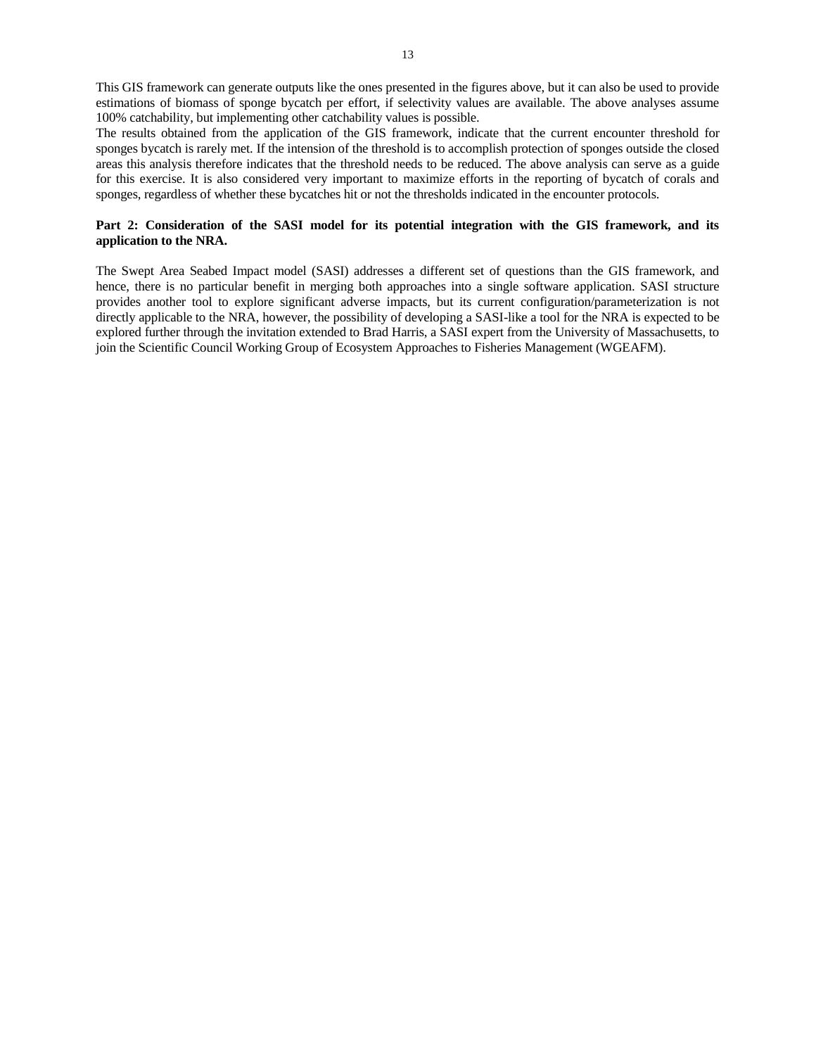This GIS framework can generate outputs like the ones presented in the figures above, but it can also be used to provide estimations of biomass of sponge bycatch per effort, if selectivity values are available. The above analyses assume 100% catchability, but implementing other catchability values is possible.

The results obtained from the application of the GIS framework, indicate that the current encounter threshold for sponges bycatch is rarely met. If the intension of the threshold is to accomplish protection of sponges outside the closed areas this analysis therefore indicates that the threshold needs to be reduced. The above analysis can serve as a guide for this exercise. It is also considered very important to maximize efforts in the reporting of bycatch of corals and sponges, regardless of whether these bycatches hit or not the thresholds indicated in the encounter protocols.

**Part 2: Consideration of the SASI model for its potential integration with the GIS framework, and its application to the NRA.**

The Swept Area Seabed Impact model (SASI) addresses a different set of questions than the GIS framework, and hence, there is no particular benefit in merging both approaches into a single software application. SASI structure provides another tool to explore significant adverse impacts, but its current configuration/parameterization is not directly applicable to the NRA, however, the possibility of developing a SASI-like a tool for the NRA is expected to be explored further through the invitation extended to Brad Harris, a SASI expert from the University of Massachusetts, to join the Scientific Council Working Group of Ecosystem Approaches to Fisheries Management (WGEAFM).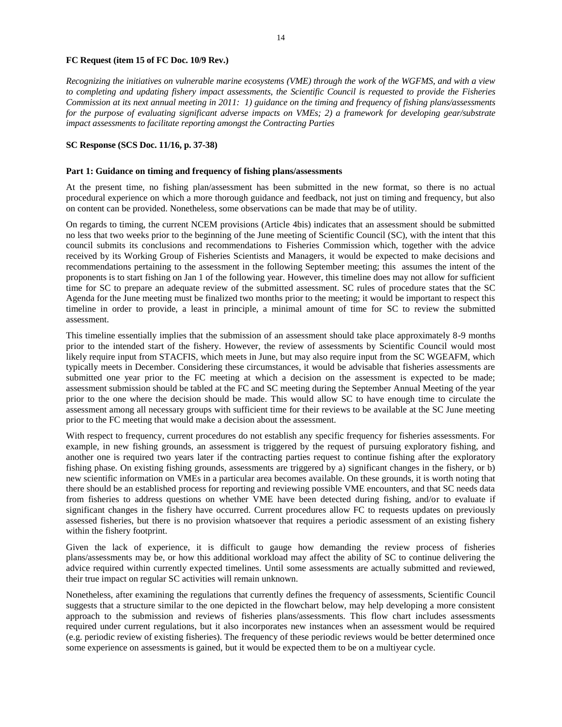**FC Request (item 15 of FC Doc. 10/9 Rev.)**

*Recognizing the initiatives on vulnerable marine ecosystems (VME) through the work of the WGFMS, and with a view to completing and updating fishery impact assessments, the Scientific Council is requested to provide the Fisheries Commission at its next annual meeting in 2011: 1) guidance on the timing and frequency of fishing plans/assessments for the purpose of evaluating significant adverse impacts on VMEs; 2) a framework for developing gear/substrate impact assessments to facilitate reporting amongst the Contracting Parties*

**SC Response (SCS Doc. 11/16, p. 37-38)**

**Part 1: Guidance on timing and frequency of fishing plans/assessments**

At the present time, no fishing plan/assessment has been submitted in the new format, so there is no actual procedural experience on which a more thorough guidance and feedback, not just on timing and frequency, but also on content can be provided. Nonetheless, some observations can be made that may be of utility.

On regards to timing, the current NCEM provisions (Article 4bis) indicates that an assessment should be submitted no less that two weeks prior to the beginning of the June meeting of Scientific Council (SC), with the intent that this council submits its conclusions and recommendations to Fisheries Commission which, together with the advice received by its Working Group of Fisheries Scientists and Managers, it would be expected to make decisions and recommendations pertaining to the assessment in the following September meeting; this assumes the intent of the proponents is to start fishing on Jan 1 of the following year. However, this timeline does may not allow for sufficient time for SC to prepare an adequate review of the submitted assessment. SC rules of procedure states that the SC Agenda for the June meeting must be finalized two months prior to the meeting; it would be important to respect this timeline in order to provide, a least in principle, a minimal amount of time for SC to review the submitted assessment.

This timeline essentially implies that the submission of an assessment should take place approximately 8-9 months prior to the intended start of the fishery. However, the review of assessments by Scientific Council would most likely require input from STACFIS, which meets in June, but may also require input from the SC WGEAFM, which typically meets in December. Considering these circumstances, it would be advisable that fisheries assessments are submitted one year prior to the FC meeting at which a decision on the assessment is expected to be made; assessment submission should be tabled at the FC and SC meeting during the September Annual Meeting of the year prior to the one where the decision should be made. This would allow SC to have enough time to circulate the assessment among all necessary groups with sufficient time for their reviews to be available at the SC June meeting prior to the FC meeting that would make a decision about the assessment.

With respect to frequency, current procedures do not establish any specific frequency for fisheries assessments. For example, in new fishing grounds, an assessment is triggered by the request of pursuing exploratory fishing, and another one is required two years later if the contracting parties request to continue fishing after the exploratory fishing phase. On existing fishing grounds, assessments are triggered by a) significant changes in the fishery, or b) new scientific information on VMEs in a particular area becomes available. On these grounds, it is worth noting that there should be an established process for reporting and reviewing possible VME encounters, and that SC needs data from fisheries to address questions on whether VME have been detected during fishing, and/or to evaluate if significant changes in the fishery have occurred. Current procedures allow FC to requests updates on previously assessed fisheries, but there is no provision whatsoever that requires a periodic assessment of an existing fishery within the fishery footprint.

Given the lack of experience, it is difficult to gauge how demanding the review process of fisheries plans/assessments may be, or how this additional workload may affect the ability of SC to continue delivering the advice required within currently expected timelines. Until some assessments are actually submitted and reviewed, their true impact on regular SC activities will remain unknown.

Nonetheless, after examining the regulations that currently defines the frequency of assessments, Scientific Council suggests that a structure similar to the one depicted in the flowchart below, may help developing a more consistent approach to the submission and reviews of fisheries plans/assessments. This flow chart includes assessments required under current regulations, but it also incorporates new instances when an assessment would be required (e.g. periodic review of existing fisheries). The frequency of these periodic reviews would be better determined once some experience on assessments is gained, but it would be expected them to be on a multiyear cycle.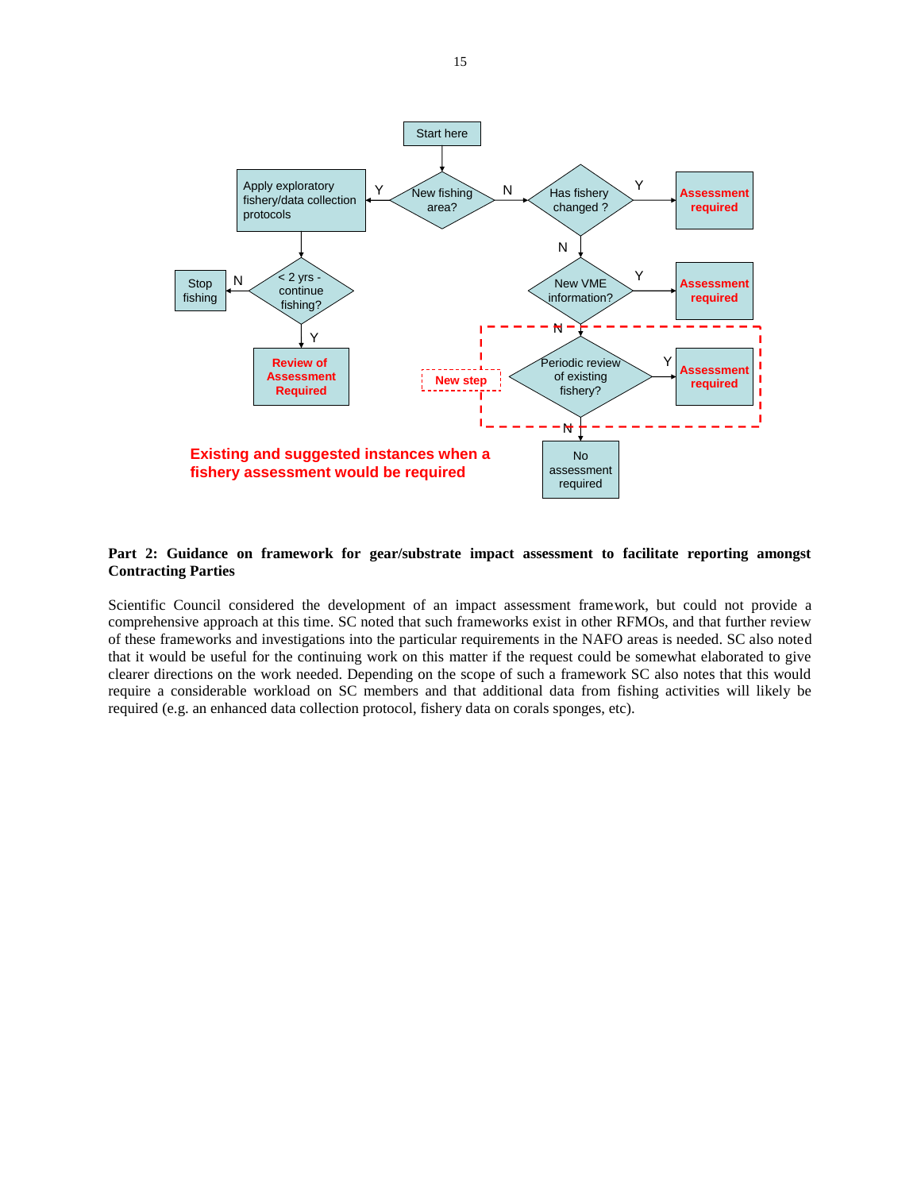Start here

New fishing area?

Y

N

Apply exploratory fishery/data collection protocols

Has fishery changed ?

Y

Assessment required

N

< 2 yrs - continue fishing?

N

Stop fishing

Y

Review of Assessment Required

New VME information?

Y

Assessment required

N

New step

Periodic review of existing fishery?

Y

Assessment required

N

No assessment required

Existing and suggested instances when a fishery assessment would be required

**Part 2: Guidance on framework for gear/substrate impact assessment to facilitate reporting amongst Contracting Parties**

Scientific Council considered the development of an impact assessment framework, but could not provide a comprehensive approach at this time. SC noted that such frameworks exist in other RFMOs, and that further review of these frameworks and investigations into the particular requirements in the NAFO areas is needed. SC also noted that it would be useful for the continuing work on this matter if the request could be somewhat elaborated to give clearer directions on the work needed. Depending on the scope of such a framework SC also notes that this would require a considerable workload on SC members and that additional data from fishing activities will likely be required (e.g. an enhanced data collection protocol, fishery data on corals sponges, etc).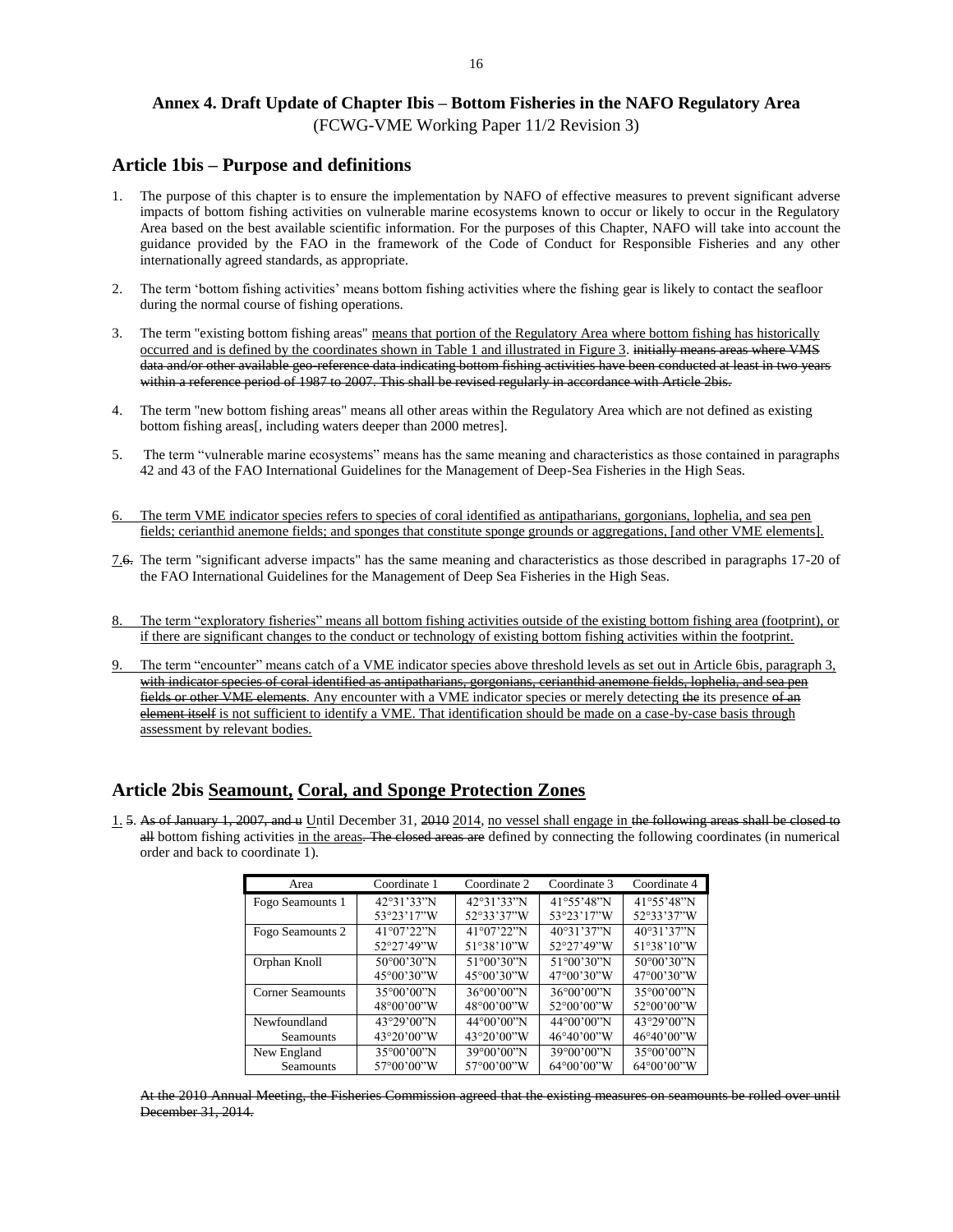## Annex 4. Draft Update of Chapter Ibis – Bottom Fisheries in the NAFO Regulatory Area

(FCWG-VME Working Paper 11/2 Revision 3)

## Article 1bis – Purpose and definitions

1. The purpose of this chapter is to ensure the implementation by NAFO of effective measures to prevent significant adverse impacts of bottom fishing activities on vulnerable marine ecosystems known to occur or likely to occur in the Regulatory Area based on the best available scientific information. For the purposes of this Chapter, NAFO will take into account the guidance provided by the FAO in the framework of the Code of Conduct for Responsible Fisheries and any other internationally agreed standards, as appropriate.

2. The term 'bottom fishing activities' means bottom fishing activities where the fishing gear is likely to contact the seafloor during the normal course of fishing operations.

3. The term "existing bottom fishing areas" means that portion of the Regulatory Area where bottom fishing has historically occurred and is defined by the coordinates shown in Table 1 and illustrated in Figure 3. ~~initially means areas where VMS data and/or other available geo-reference data indicating bottom fishing activities have been conducted at least in two years within a reference period of 1987 to 2007. This shall be revised regularly in accordance with Article 2bis.~~

4. The term "new bottom fishing areas" means all other areas within the Regulatory Area which are not defined as existing bottom fishing areas[, including waters deeper than 2000 metres].

5. The term "vulnerable marine ecosystems" means has the same meaning and characteristics as those contained in paragraphs 42 and 43 of the FAO International Guidelines for the Management of Deep-Sea Fisheries in the High Seas.

6. The term VME indicator species refers to species of coral identified as antipatharians, gorgonians, lophelia, and sea pen fields; cerianthid anemone fields; and sponges that constitute sponge grounds or aggregations, [and other VME elements].

7. ~~6.~~ The term "significant adverse impacts" has the same meaning and characteristics as those described in paragraphs 17-20 of the FAO International Guidelines for the Management of Deep Sea Fisheries in the High Seas.

8. The term "exploratory fisheries" means all bottom fishing activities outside of the existing bottom fishing area (footprint), or if there are significant changes to the conduct or technology of existing bottom fishing activities within the footprint.

9. The term "encounter" means catch of a VME indicator species above threshold levels as set out in Article 6bis, paragraph 3, ~~with indicator species of coral identified as antipatharians, gorgonians, cerianthid anemone fields, lophelia, and sea pen fields or other VME elements~~. Any encounter with a VME indicator species or merely detecting ~~the~~ its presence ~~of an element itself~~ is not sufficient to identify a VME. That identification should be made on a case-by-case basis through assessment by relevant bodies.

## Article 2bis Seamount, Coral, and Sponge Protection Zones

1. ~~5. As of January 1, 2007, and u~~ Until December 31, ~~2010~~ 2014, no vessel shall engage in ~~the following areas shall be closed to all~~ bottom fishing activities in the areas~~. The closed areas are~~ defined by connecting the following coordinates (in numerical order and back to coordinate 1).

| Area | Coordinate 1 | Coordinate 2 | Coordinate 3 | Coordinate 4 |
|---|---|---|---|---|
| Fogo Seamounts 1 | 42°31'33"N 53°23'17"W | 42°31'33"N 52°33'37"W | 41°55'48"N 53°23'17"W | 41°55'48"N 52°33'37"W |
| Fogo Seamounts 2 | 41°07'22"N 52°27'49"W | 41°07'22"N 51°38'10"W | 40°31'37"N 52°27'49"W | 40°31'37"N 51°38'10"W |
| Orphan Knoll | 50°00'30"N 45°00'30"W | 51°00'30"N 45°00'30"W | 51°00'30"N 47°00'30"W | 50°00'30"N 47°00'30"W |
| Corner Seamounts | 35°00'00"N 48°00'00"W | 36°00'00"N 48°00'00"W | 36°00'00"N 52°00'00"W | 35°00'00"N 52°00'00"W |
| Newfoundland Seamounts | 43°29'00"N 43°20'00"W | 44°00'00"N 43°20'00"W | 44°00'00"N 46°40'00"W | 43°29'00"N 46°40'00"W |
| New England Seamounts | 35°00'00"N 57°00'00"W | 39°00'00"N 57°00'00"W | 39°00'00"N 64°00'00"W | 35°00'00"N 64°00'00"W |

~~At the 2010 Annual Meeting, the Fisheries Commission agreed that the existing measures on seamounts be rolled over until December 31, 2014.~~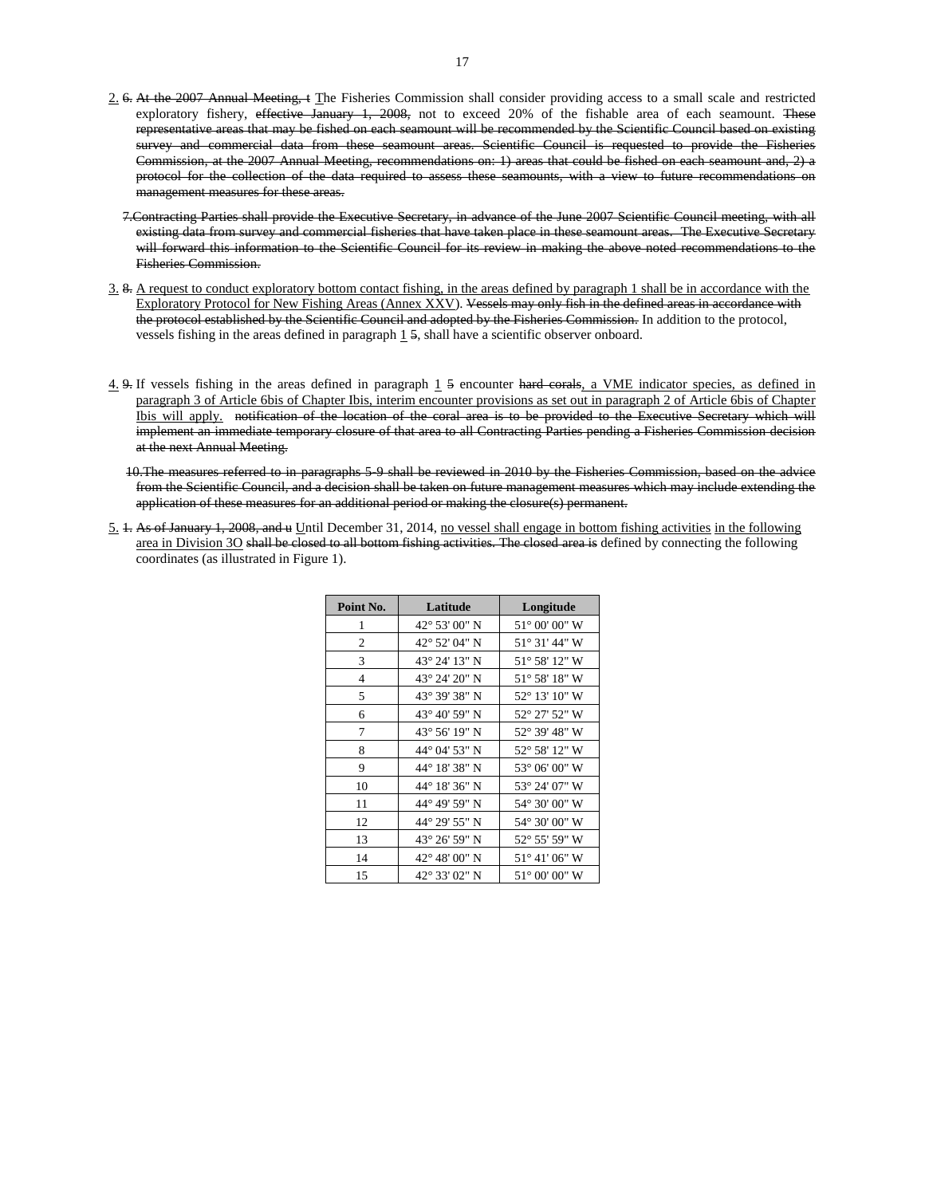2. ~~6.~~ ~~At the 2007 Annual Meeting, t~~ The Fisheries Commission shall consider providing access to a small scale and restricted exploratory fishery, ~~effective January 1, 2008,~~ not to exceed 20% of the fishable area of each seamount. ~~These representative areas that may be fished on each seamount will be recommended by the Scientific Council based on existing survey and commercial data from these seamount areas. Scientific Council is requested to provide the Fisheries Commission, at the 2007 Annual Meeting, recommendations on: 1) areas that could be fished on each seamount and, 2) a protocol for the collection of the data required to assess these seamounts, with a view to future recommendations on management measures for these areas.~~

~~7.Contracting Parties shall provide the Executive Secretary, in advance of the June 2007 Scientific Council meeting, with all existing data from survey and commercial fisheries that have taken place in these seamount areas. The Executive Secretary will forward this information to the Scientific Council for its review in making the above noted recommendations to the Fisheries Commission.~~

3. ~~8.~~ A request to conduct exploratory bottom contact fishing, in the areas defined by paragraph 1 shall be in accordance with the Exploratory Protocol for New Fishing Areas (Annex XXV). ~~Vessels may only fish in the defined areas in accordance with the protocol established by the Scientific Council and adopted by the Fisheries Commission.~~ In addition to the protocol, vessels fishing in the areas defined in paragraph 1 ~~5~~, shall have a scientific observer onboard.

4. ~~9.~~ If vessels fishing in the areas defined in paragraph 1 ~~5~~ encounter ~~hard corals~~, a VME indicator species, as defined in paragraph 3 of Article 6bis of Chapter Ibis, interim encounter provisions as set out in paragraph 2 of Article 6bis of Chapter Ibis will apply. ~~notification of the location of the coral area is to be provided to the Executive Secretary which will implement an immediate temporary closure of that area to all Contracting Parties pending a Fisheries Commission decision at the next Annual Meeting.~~

~~10.The measures referred to in paragraphs 5-9 shall be reviewed in 2010 by the Fisheries Commission, based on the advice from the Scientific Council, and a decision shall be taken on future management measures which may include extending the application of these measures for an additional period or making the closure(s) permanent.~~

5. ~~1.~~ ~~As of January 1, 2008, and u~~ Until December 31, 2014, no vessel shall engage in bottom fishing activities in the following area in Division 3O ~~shall be closed to all bottom fishing activities. The closed area is~~ defined by connecting the following coordinates (as illustrated in Figure 1).

| Point No. | Latitude | Longitude |
|---|---|---|
| 1 | 42° 53' 00" N | 51° 00' 00" W |
| 2 | 42° 52' 04" N | 51° 31' 44" W |
| 3 | 43° 24' 13" N | 51° 58' 12" W |
| 4 | 43° 24' 20" N | 51° 58' 18" W |
| 5 | 43° 39' 38" N | 52° 13' 10" W |
| 6 | 43° 40' 59" N | 52° 27' 52" W |
| 7 | 43° 56' 19" N | 52° 39' 48" W |
| 8 | 44° 04' 53" N | 52° 58' 12" W |
| 9 | 44° 18' 38" N | 53° 06' 00" W |
| 10 | 44° 18' 36" N | 53° 24' 07" W |
| 11 | 44° 49' 59" N | 54° 30' 00" W |
| 12 | 44° 29' 55" N | 54° 30' 00" W |
| 13 | 43° 26' 59" N | 52° 55' 59" W |
| 14 | 42° 48' 00" N | 51° 41' 06" W |
| 15 | 42° 33' 02" N | 51° 00' 00" W |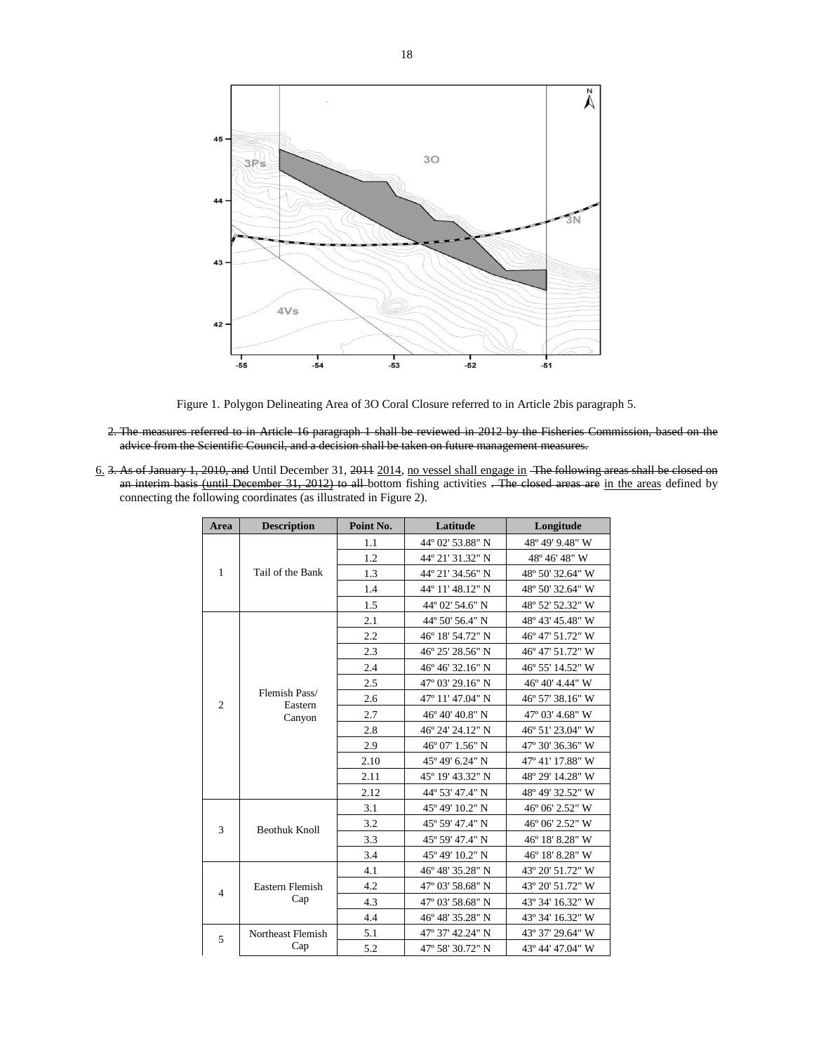N

3Ps

3O

3N

4Vs

45

44

43

42

-55

-54

-53

-52

-51

Figure 1. Polygon Delineating Area of 3O Coral Closure referred to in Article 2bis paragraph 5.

~~2. The measures referred to in Article 16 paragraph 1 shall be reviewed in 2012 by the Fisheries Commission, based on the advice from the Scientific Council, and a decision shall be taken on future management measures.~~

<u>6.</u> ~~3. As of January 1, 2010, and~~ Until December 31, ~~2011~~ <u>2014</u>, <u>no vessel shall engage in</u> ~~The following areas shall be closed on an interim basis (until December 31, 2012) to all~~ bottom fishing activities ~~. The closed areas are~~ <u>in the areas</u> defined by connecting the following coordinates (as illustrated in Figure 2).

| Area | Description | Point No. | Latitude | Longitude |
|---|---|---|---|---|
| 1 | Tail of the Bank | 1.1 | 44º 02' 53.88" N | 48º 49' 9.48" W |
| | | 1.2 | 44º 21' 31.32" N | 48º 46' 48" W |
| | | 1.3 | 44º 21' 34.56" N | 48º 50' 32.64" W |
| | | 1.4 | 44º 11' 48.12" N | 48º 50' 32.64" W |
| | | 1.5 | 44º 02' 54.6" N | 48º 52' 52.32" W |
| 2 | Flemish Pass/ Eastern Canyon | 2.1 | 44º 50' 56.4" N | 48º 43' 45.48" W |
| | | 2.2 | 46º 18' 54.72" N | 46º 47' 51.72" W |
| | | 2.3 | 46º 25' 28.56" N | 46º 47' 51.72" W |
| | | 2.4 | 46º 46' 32.16" N | 46º 55' 14.52" W |
| | | 2.5 | 47º 03' 29.16" N | 46º 40' 4.44" W |
| | | 2.6 | 47º 11' 47.04" N | 46º 57' 38.16" W |
| | | 2.7 | 46º 40' 40.8" N | 47º 03' 4.68" W |
| | | 2.8 | 46º 24' 24.12" N | 46º 51' 23.04" W |
| | | 2.9 | 46º 07' 1.56" N | 47º 30' 36.36" W |
| | | 2.10 | 45º 49' 6.24" N | 47º 41' 17.88" W |
| | | 2.11 | 45º 19' 43.32" N | 48º 29' 14.28" W |
| | | 2.12 | 44º 53' 47.4" N | 48º 49' 32.52" W |
| 3 | Beothuk Knoll | 3.1 | 45º 49' 10.2" N | 46º 06' 2.52" W |
| | | 3.2 | 45º 59' 47.4" N | 46º 06' 2.52" W |
| | | 3.3 | 45º 59' 47.4" N | 46º 18' 8.28" W |
| | | 3.4 | 45º 49' 10.2" N | 46º 18' 8.28" W |
| 4 | Eastern Flemish Cap | 4.1 | 46º 48' 35.28" N | 43º 20' 51.72" W |
| | | 4.2 | 47º 03' 58.68" N | 43º 20' 51.72" W |
| | | 4.3 | 47º 03' 58.68" N | 43º 34' 16.32" W |
| | | 4.4 | 46º 48' 35.28" N | 43º 34' 16.32" W |
| 5 | Northeast Flemish Cap | 5.1 | 47º 37' 42.24" N | 43º 37' 29.64" W |
| | | 5.2 | 47º 58' 30.72" N | 43º 44' 47.04" W |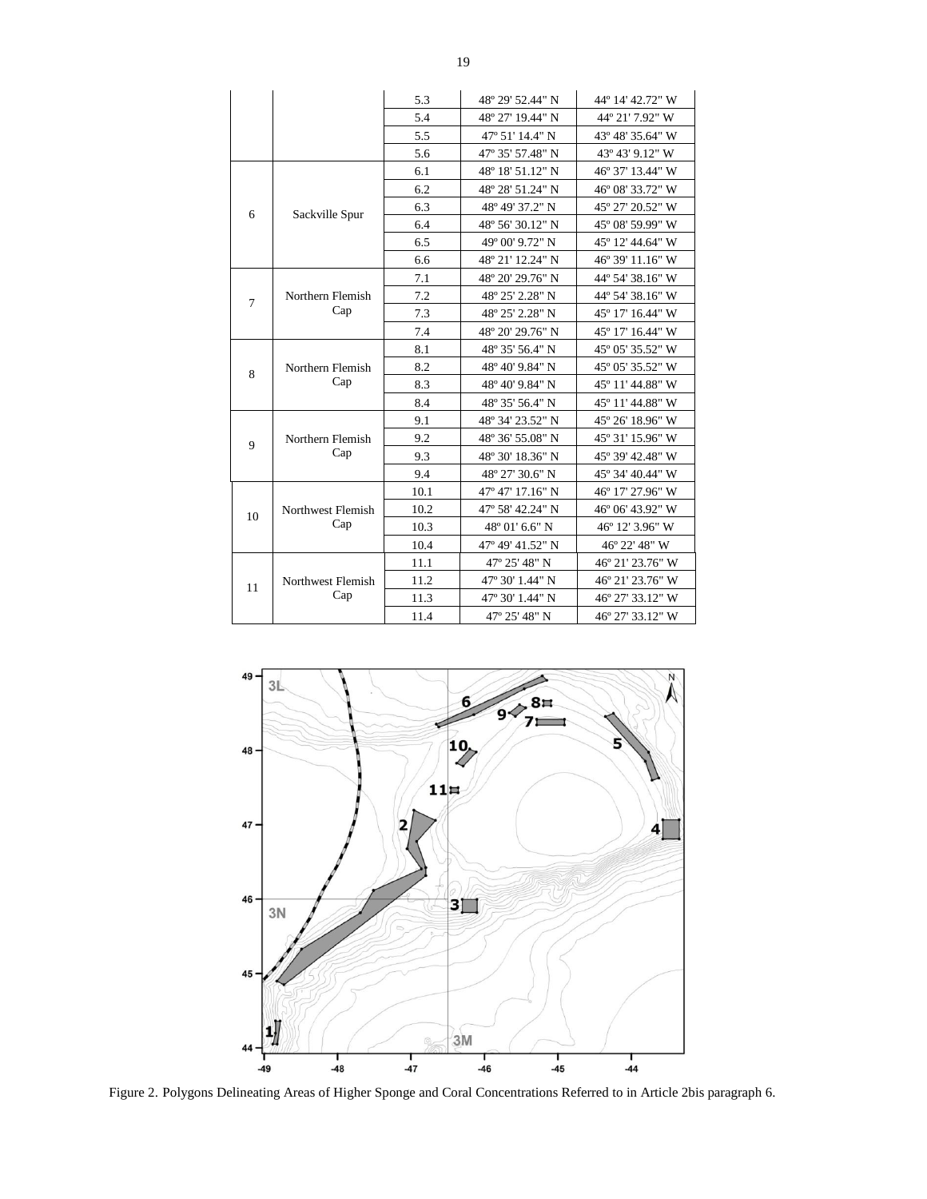| | | | | |
|---|---|---|---|---|
| | | 5.3 | 48º 29' 52.44" N | 44º 14' 42.72" W |
| | | 5.4 | 48º 27' 19.44" N | 44º 21' 7.92" W |
| | | 5.5 | 47º 51' 14.4" N | 43º 48' 35.64" W |
| | | 5.6 | 47º 35' 57.48" N | 43º 43' 9.12" W |
| 6 | Sackville Spur | 6.1 | 48º 18' 51.12" N | 46º 37' 13.44" W |
| | | 6.2 | 48º 28' 51.24" N | 46º 08' 33.72" W |
| | | 6.3 | 48º 49' 37.2" N | 45º 27' 20.52" W |
| | | 6.4 | 48º 56' 30.12" N | 45º 08' 59.99" W |
| | | 6.5 | 49º 00' 9.72" N | 45º 12' 44.64" W |
| | | 6.6 | 48º 21' 12.24" N | 46º 39' 11.16" W |
| 7 | Northern Flemish Cap | 7.1 | 48º 20' 29.76" N | 44º 54' 38.16" W |
| | | 7.2 | 48º 25' 2.28" N | 44º 54' 38.16" W |
| | | 7.3 | 48º 25' 2.28" N | 45º 17' 16.44" W |
| | | 7.4 | 48º 20' 29.76" N | 45º 17' 16.44" W |
| 8 | Northern Flemish Cap | 8.1 | 48º 35' 56.4" N | 45º 05' 35.52" W |
| | | 8.2 | 48º 40' 9.84" N | 45º 05' 35.52" W |
| | | 8.3 | 48º 40' 9.84" N | 45º 11' 44.88" W |
| | | 8.4 | 48º 35' 56.4" N | 45º 11' 44.88" W |
| 9 | Northern Flemish Cap | 9.1 | 48º 34' 23.52" N | 45º 26' 18.96" W |
| | | 9.2 | 48º 36' 55.08" N | 45º 31' 15.96" W |
| | | 9.3 | 48º 30' 18.36" N | 45º 39' 42.48" W |
| | | 9.4 | 48º 27' 30.6" N | 45º 34' 40.44" W |
| 10 | Northwest Flemish Cap | 10.1 | 47º 47' 17.16" N | 46º 17' 27.96" W |
| | | 10.2 | 47º 58' 42.24" N | 46º 06' 43.92" W |
| | | 10.3 | 48º 01' 6.6" N | 46º 12' 3.96" W |
| | | 10.4 | 47º 49' 41.52" N | 46º 22' 48" W |
| 11 | Northwest Flemish Cap | 11.1 | 47º 25' 48" N | 46º 21' 23.76" W |
| | | 11.2 | 47º 30' 1.44" N | 46º 21' 23.76" W |
| | | 11.3 | 47º 30' 1.44" N | 46º 27' 33.12" W |
| | | 11.4 | 47º 25' 48" N | 46º 27' 33.12" W |

49
48
47
46
45
44
-49
-48
-47
-46
-45
-44
3L
3N
3M
N
1
2
3
4
5
6
7
8
9
10
11

Figure 2. Polygons Delineating Areas of Higher Sponge and Coral Concentrations Referred to in Article 2bis paragraph 6.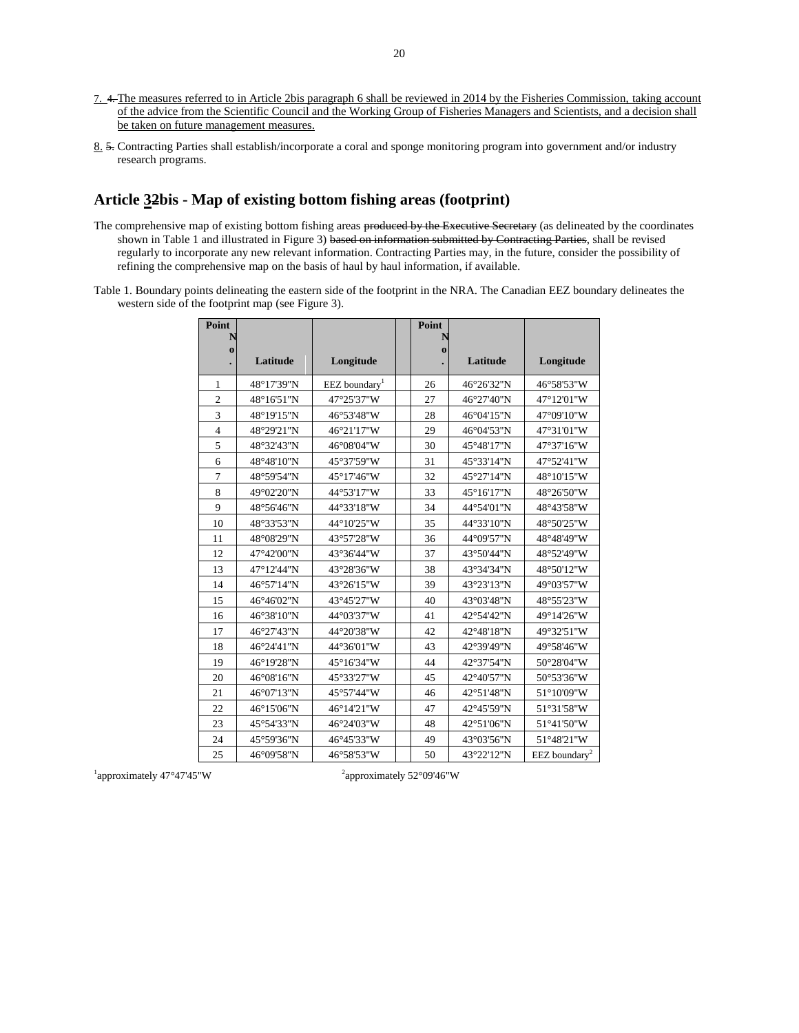7. ~~4.~~ The measures referred to in Article 2bis paragraph 6 shall be reviewed in 2014 by the Fisheries Commission, taking account of the advice from the Scientific Council and the Working Group of Fisheries Managers and Scientists, and a decision shall be taken on future management measures.

8. ~~5.~~ Contracting Parties shall establish/incorporate a coral and sponge monitoring program into government and/or industry research programs.

## Article 3~~2~~bis - Map of existing bottom fishing areas (footprint)

The comprehensive map of existing bottom fishing areas ~~produced by the Executive Secretary~~ (as delineated by the coordinates shown in Table 1 and illustrated in Figure 3) ~~based on information submitted by Contracting Parties~~, shall be revised regularly to incorporate any new relevant information. Contracting Parties may, in the future, consider the possibility of refining the comprehensive map on the basis of haul by haul information, if available.

Table 1. Boundary points delineating the eastern side of the footprint in the NRA. The Canadian EEZ boundary delineates the western side of the footprint map (see Figure 3).

| Point No. | Latitude | Longitude | | Point No. | Latitude | Longitude |
|---|---|---|---|---|---|---|
| 1 | 48°17'39"N | EEZ boundary[1] | | 26 | 46°26'32"N | 46°58'53"W |
| 2 | 48°16'51"N | 47°25'37"W | | 27 | 46°27'40"N | 47°12'01"W |
| 3 | 48°19'15"N | 46°53'48"W | | 28 | 46°04'15"N | 47°09'10"W |
| 4 | 48°29'21"N | 46°21'17"W | | 29 | 46°04'53"N | 47°31'01"W |
| 5 | 48°32'43"N | 46°08'04"W | | 30 | 45°48'17"N | 47°37'16"W |
| 6 | 48°48'10"N | 45°37'59"W | | 31 | 45°33'14"N | 47°52'41"W |
| 7 | 48°59'54"N | 45°17'46"W | | 32 | 45°27'14"N | 48°10'15"W |
| 8 | 49°02'20"N | 44°53'17"W | | 33 | 45°16'17"N | 48°26'50"W |
| 9 | 48°56'46"N | 44°33'18"W | | 34 | 44°54'01"N | 48°43'58"W |
| 10 | 48°33'53"N | 44°10'25"W | | 35 | 44°33'10"N | 48°50'25"W |
| 11 | 48°08'29"N | 43°57'28"W | | 36 | 44°09'57"N | 48°48'49"W |
| 12 | 47°42'00"N | 43°36'44"W | | 37 | 43°50'44"N | 48°52'49"W |
| 13 | 47°12'44"N | 43°28'36"W | | 38 | 43°34'34"N | 48°50'12"W |
| 14 | 46°57'14"N | 43°26'15"W | | 39 | 43°23'13"N | 49°03'57"W |
| 15 | 46°46'02"N | 43°45'27"W | | 40 | 43°03'48"N | 48°55'23"W |
| 16 | 46°38'10"N | 44°03'37"W | | 41 | 42°54'42"N | 49°14'26"W |
| 17 | 46°27'43"N | 44°20'38"W | | 42 | 42°48'18"N | 49°32'51"W |
| 18 | 46°24'41"N | 44°36'01"W | | 43 | 42°39'49"N | 49°58'46"W |
| 19 | 46°19'28"N | 45°16'34"W | | 44 | 42°37'54"N | 50°28'04"W |
| 20 | 46°08'16"N | 45°33'27"W | | 45 | 42°40'57"N | 50°53'36"W |
| 21 | 46°07'13"N | 45°57'44"W | | 46 | 42°51'48"N | 51°10'09"W |
| 22 | 46°15'06"N | 46°14'21"W | | 47 | 42°45'59"N | 51°31'58"W |
| 23 | 45°54'33"N | 46°24'03"W | | 48 | 42°51'06"N | 51°41'50"W |
| 24 | 45°59'36"N | 46°45'33"W | | 49 | 43°03'56"N | 51°48'21"W |
| 25 | 46°09'58"N | 46°58'53"W | | 50 | 43°22'12"N | EEZ boundary[2] |

[1]approximately 47°47'45"W

[2]approximately 52°09'46"W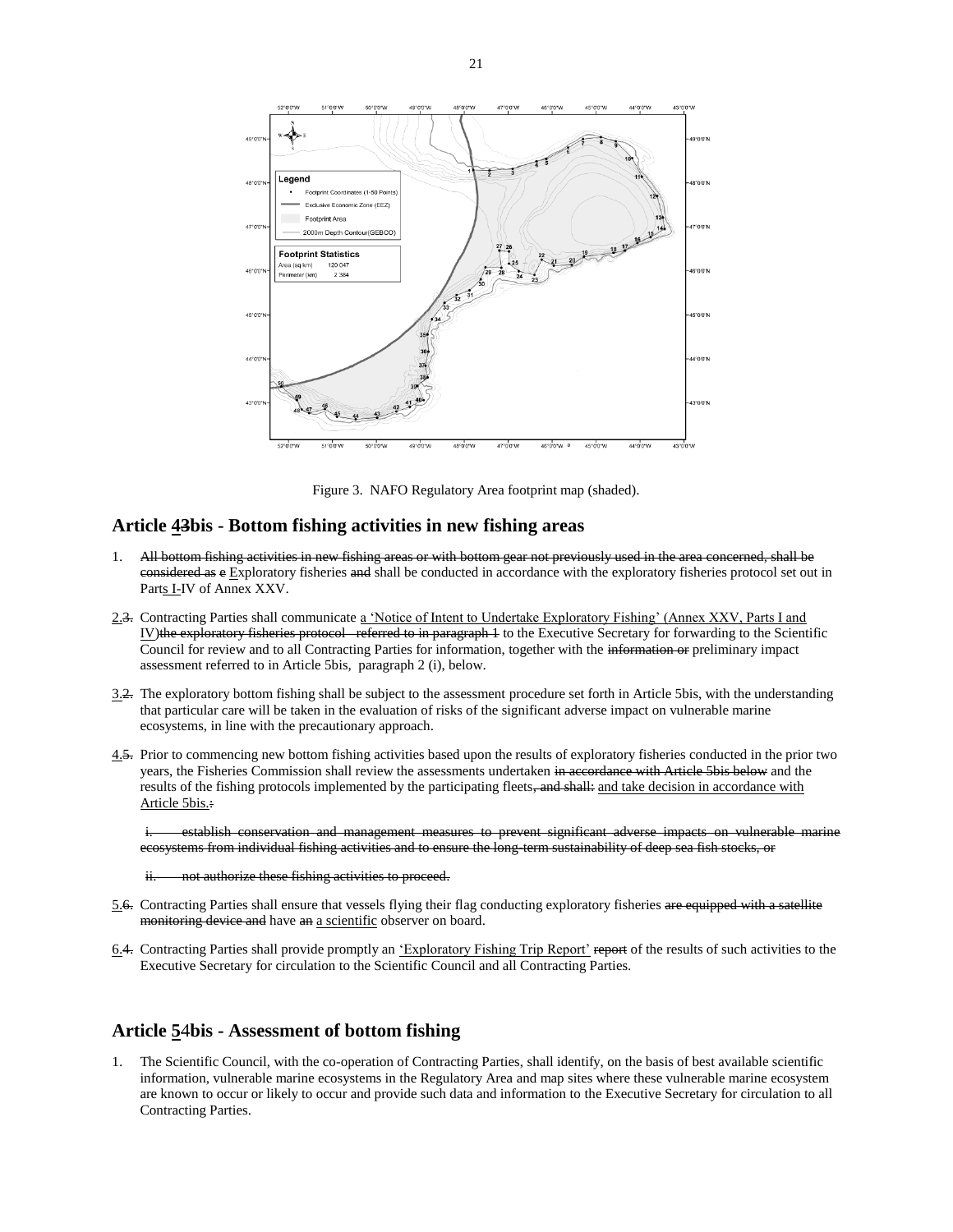Figure 3. NAFO Regulatory Area footprint map (shaded).

## Article ~~4~~3bis - Bottom fishing activities in new fishing areas

1. ~~All bottom fishing activities in new fishing areas or with bottom gear not previously used in the area concerned, shall be considered as e~~ Exploratory fisheries ~~and~~ shall be conducted in accordance with the exploratory fisheries protocol set out in Parts I-IV of Annex XXV.

2.~~3.~~ Contracting Parties shall communicate a 'Notice of Intent to Undertake Exploratory Fishing' (Annex XXV, Parts I and IV)~~the exploratory fisheries protocol referred to in paragraph 1~~ to the Executive Secretary for forwarding to the Scientific Council for review and to all Contracting Parties for information, together with the ~~information or~~ preliminary impact assessment referred to in Article 5bis, paragraph 2 (i), below.

3.~~2.~~ The exploratory bottom fishing shall be subject to the assessment procedure set forth in Article 5bis, with the understanding that particular care will be taken in the evaluation of risks of the significant adverse impact on vulnerable marine ecosystems, in line with the precautionary approach.

4.~~5.~~ Prior to commencing new bottom fishing activities based upon the results of exploratory fisheries conducted in the prior two years, the Fisheries Commission shall review the assessments undertaken ~~in accordance with Article 5bis below~~ and the results of the fishing protocols implemented by the participating fleets~~, and shall:~~ and take decision in accordance with Article 5bis.~~:~~

~~i. establish conservation and management measures to prevent significant adverse impacts on vulnerable marine ecosystems from individual fishing activities and to ensure the long-term sustainability of deep sea fish stocks, or~~

~~ii. not authorize these fishing activities to proceed.~~

5.~~6.~~ Contracting Parties shall ensure that vessels flying their flag conducting exploratory fisheries ~~are equipped with a satellite monitoring device and~~ have ~~an~~ a scientific observer on board.

6.~~4.~~ Contracting Parties shall provide promptly an 'Exploratory Fishing Trip Report' ~~report~~ of the results of such activities to the Executive Secretary for circulation to the Scientific Council and all Contracting Parties.

## Article 5~~4~~bis - Assessment of bottom fishing

1. The Scientific Council, with the co-operation of Contracting Parties, shall identify, on the basis of best available scientific information, vulnerable marine ecosystems in the Regulatory Area and map sites where these vulnerable marine ecosystem are known to occur or likely to occur and provide such data and information to the Executive Secretary for circulation to all Contracting Parties.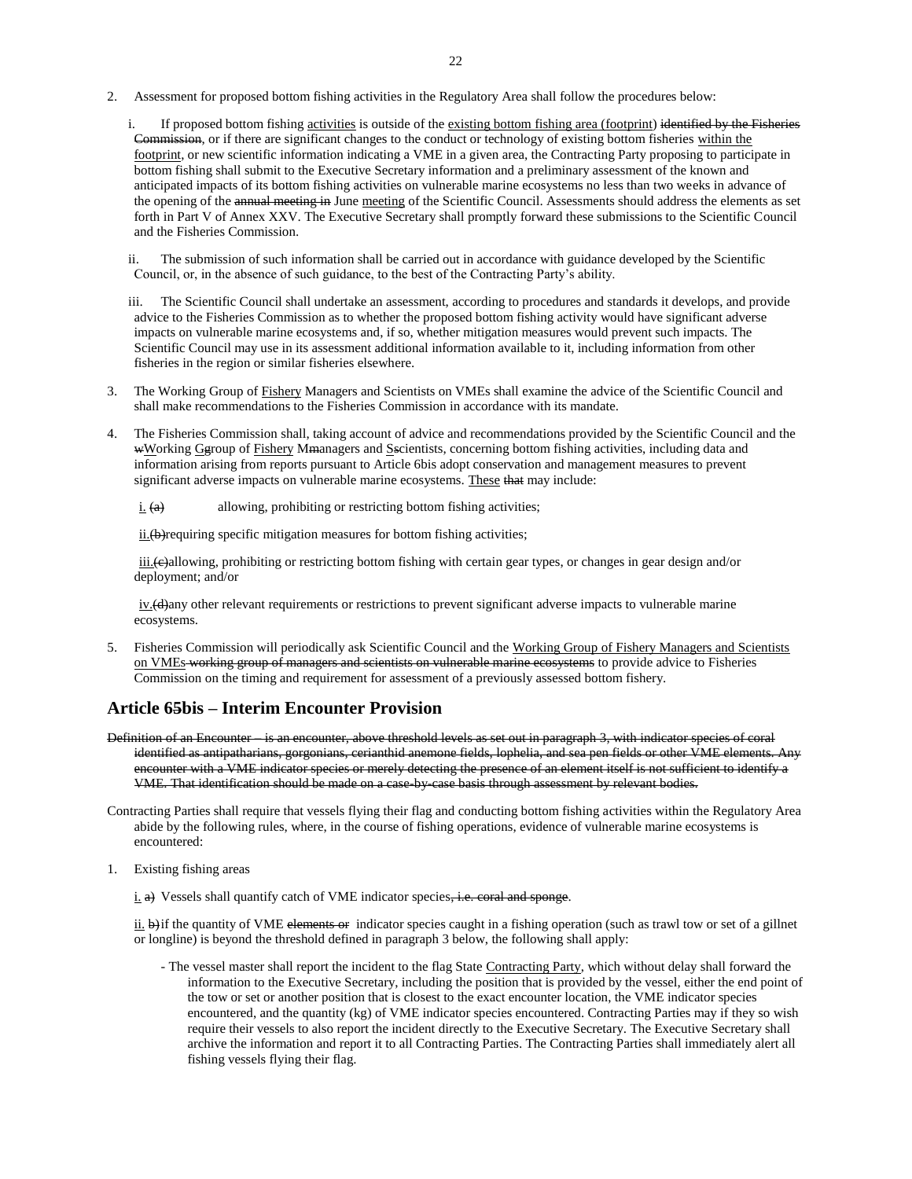2. Assessment for proposed bottom fishing activities in the Regulatory Area shall follow the procedures below:

   i. If proposed bottom fishing <u>activities</u> is outside of the <u>existing bottom fishing area (footprint)</u> ~~identified by the Fisheries Commission~~, or if there are significant changes to the conduct or technology of existing bottom fisheries <u>within the footprint</u>, or new scientific information indicating a VME in a given area, the Contracting Party proposing to participate in bottom fishing shall submit to the Executive Secretary information and a preliminary assessment of the known and anticipated impacts of its bottom fishing activities on vulnerable marine ecosystems no less than two weeks in advance of the opening of the ~~annual meeting in~~ June <u>meeting</u> of the Scientific Council. Assessments should address the elements as set forth in Part V of Annex XXV. The Executive Secretary shall promptly forward these submissions to the Scientific Council and the Fisheries Commission.

   ii. The submission of such information shall be carried out in accordance with guidance developed by the Scientific Council, or, in the absence of such guidance, to the best of the Contracting Party's ability.

   iii. The Scientific Council shall undertake an assessment, according to procedures and standards it develops, and provide advice to the Fisheries Commission as to whether the proposed bottom fishing activity would have significant adverse impacts on vulnerable marine ecosystems and, if so, whether mitigation measures would prevent such impacts. The Scientific Council may use in its assessment additional information available to it, including information from other fisheries in the region or similar fisheries elsewhere.

3. The Working Group of <u>Fishery</u> Managers and Scientists on VMEs shall examine the advice of the Scientific Council and shall make recommendations to the Fisheries Commission in accordance with its mandate.

4. The Fisheries Commission shall, taking account of advice and recommendations provided by the Scientific Council and the ~~w~~<u>W</u>orking <u>G</u>~~g~~roup of <u>Fishery</u> M~~m~~anagers and <u>S</u>~~s~~cientists, concerning bottom fishing activities, including data and information arising from reports pursuant to Article 6bis adopt conservation and management measures to prevent significant adverse impacts on vulnerable marine ecosystems. <u>These</u> ~~that~~ may include:

   <u>i.</u> ~~(a)~~ allowing, prohibiting or restricting bottom fishing activities;

   <u>ii.</u>~~(b)~~requiring specific mitigation measures for bottom fishing activities;

   <u>iii.</u>~~(c)~~allowing, prohibiting or restricting bottom fishing with certain gear types, or changes in gear design and/or deployment; and/or

   <u>iv.</u>~~(d)~~any other relevant requirements or restrictions to prevent significant adverse impacts to vulnerable marine ecosystems.

5. Fisheries Commission will periodically ask Scientific Council and the <u>Working Group of Fishery Managers and Scientists on VMEs</u> ~~working group of managers and scientists on vulnerable marine ecosystems~~ to provide advice to Fisheries Commission on the timing and requirement for assessment of a previously assessed bottom fishery.

## Article 6~~5~~bis – Interim Encounter Provision

~~Definition of an Encounter – is an encounter, above threshold levels as set out in paragraph 3, with indicator species of coral identified as antipatharians, gorgonians, cerianthid anemone fields, lophelia, and sea pen fields or other VME elements. Any encounter with a VME indicator species or merely detecting the presence of an element itself is not sufficient to identify a VME. That identification should be made on a case-by-case basis through assessment by relevant bodies.~~

Contracting Parties shall require that vessels flying their flag and conducting bottom fishing activities within the Regulatory Area abide by the following rules, where, in the course of fishing operations, evidence of vulnerable marine ecosystems is encountered:

1. Existing fishing areas

   <u>i.</u> ~~a)~~ Vessels shall quantify catch of VME indicator species~~, i.e. coral and sponge~~.

   <u>ii.</u> ~~b)~~if the quantity of VME ~~elements or~~ indicator species caught in a fishing operation (such as trawl tow or set of a gillnet or longline) is beyond the threshold defined in paragraph 3 below, the following shall apply:

   - The vessel master shall report the incident to the flag State <u>Contracting Party</u>, which without delay shall forward the information to the Executive Secretary, including the position that is provided by the vessel, either the end point of the tow or set or another position that is closest to the exact encounter location, the VME indicator species encountered, and the quantity (kg) of VME indicator species encountered. Contracting Parties may if they so wish require their vessels to also report the incident directly to the Executive Secretary. The Executive Secretary shall archive the information and report it to all Contracting Parties. The Contracting Parties shall immediately alert all fishing vessels flying their flag.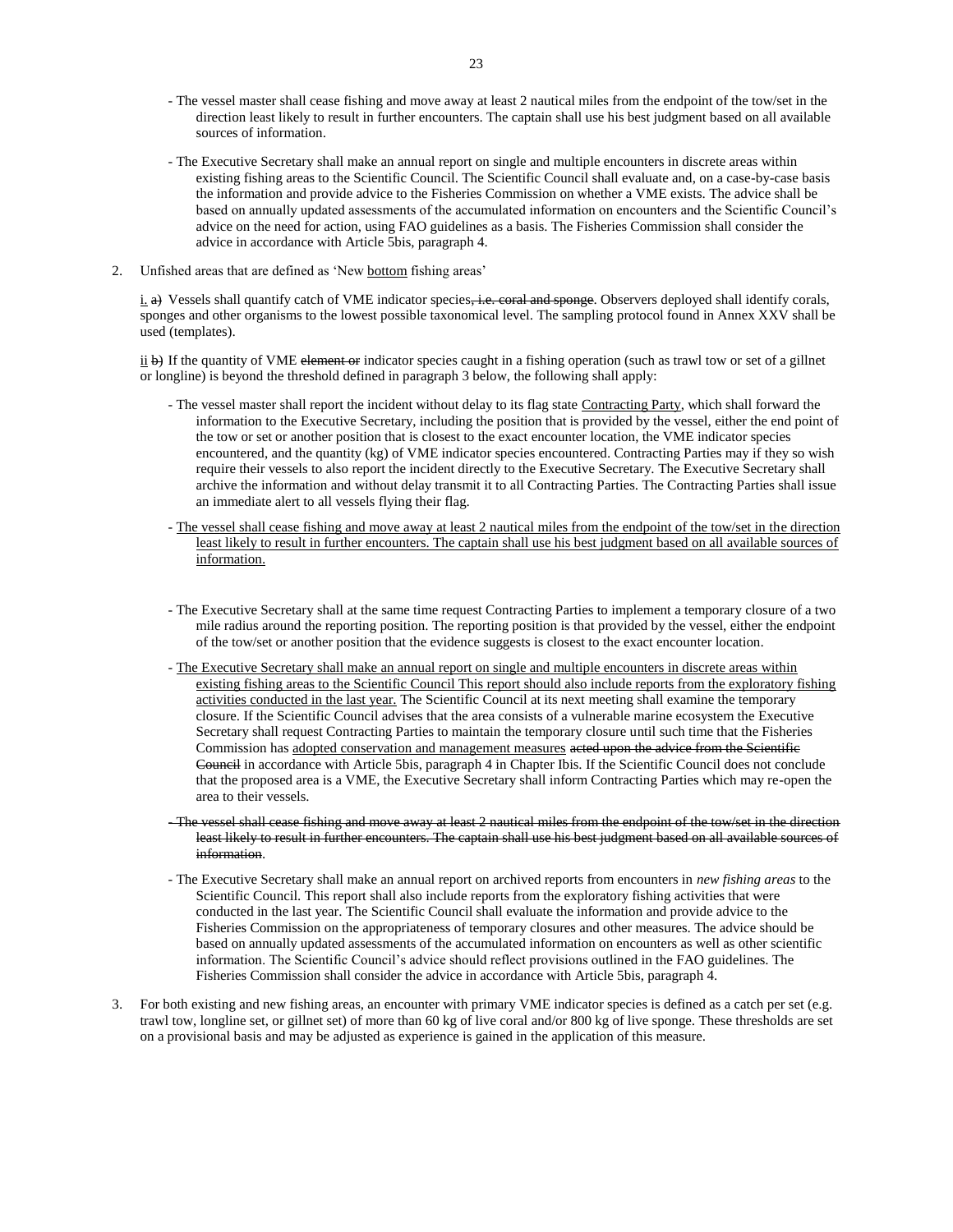- The vessel master shall cease fishing and move away at least 2 nautical miles from the endpoint of the tow/set in the direction least likely to result in further encounters. The captain shall use his best judgment based on all available sources of information.

- The Executive Secretary shall make an annual report on single and multiple encounters in discrete areas within existing fishing areas to the Scientific Council. The Scientific Council shall evaluate and, on a case-by-case basis the information and provide advice to the Fisheries Commission on whether a VME exists. The advice shall be based on annually updated assessments of the accumulated information on encounters and the Scientific Council's advice on the need for action, using FAO guidelines as a basis. The Fisheries Commission shall consider the advice in accordance with Article 5bis, paragraph 4.

2. Unfished areas that are defined as 'New <u>bottom</u> fishing areas'

<u>i.</u> ~~a)~~ Vessels shall quantify catch of VME indicator species~~, i.e. coral and sponge~~. Observers deployed shall identify corals, sponges and other organisms to the lowest possible taxonomical level. The sampling protocol found in Annex XXV shall be used (templates).

<u>ii</u> ~~b)~~ If the quantity of VME ~~element or~~ indicator species caught in a fishing operation (such as trawl tow or set of a gillnet or longline) is beyond the threshold defined in paragraph 3 below, the following shall apply:

- The vessel master shall report the incident without delay to its flag state <u>Contracting Party</u>, which shall forward the information to the Executive Secretary, including the position that is provided by the vessel, either the end point of the tow or set or another position that is closest to the exact encounter location, the VME indicator species encountered, and the quantity (kg) of VME indicator species encountered. Contracting Parties may if they so wish require their vessels to also report the incident directly to the Executive Secretary. The Executive Secretary shall archive the information and without delay transmit it to all Contracting Parties. The Contracting Parties shall issue an immediate alert to all vessels flying their flag.

- <u>The vessel shall cease fishing and move away at least 2 nautical miles from the endpoint of the tow/set in the direction least likely to result in further encounters. The captain shall use his best judgment based on all available sources of information.</u>

- The Executive Secretary shall at the same time request Contracting Parties to implement a temporary closure of a two mile radius around the reporting position. The reporting position is that provided by the vessel, either the endpoint of the tow/set or another position that the evidence suggests is closest to the exact encounter location.

- <u>The Executive Secretary shall make an annual report on single and multiple encounters in discrete areas within existing fishing areas to the Scientific Council This report should also include reports from the exploratory fishing activities conducted in the last year.</u> The Scientific Council at its next meeting shall examine the temporary closure. If the Scientific Council advises that the area consists of a vulnerable marine ecosystem the Executive Secretary shall request Contracting Parties to maintain the temporary closure until such time that the Fisheries Commission has <u>adopted conservation and management measures</u> ~~acted upon the advice from the Scientific Council~~ in accordance with Article 5bis, paragraph 4 in Chapter Ibis. If the Scientific Council does not conclude that the proposed area is a VME, the Executive Secretary shall inform Contracting Parties which may re-open the area to their vessels.

~~- The vessel shall cease fishing and move away at least 2 nautical miles from the endpoint of the tow/set in the direction least likely to result in further encounters. The captain shall use his best judgment based on all available sources of information.~~

- The Executive Secretary shall make an annual report on archived reports from encounters in *new fishing areas* to the Scientific Council. This report shall also include reports from the exploratory fishing activities that were conducted in the last year. The Scientific Council shall evaluate the information and provide advice to the Fisheries Commission on the appropriateness of temporary closures and other measures. The advice should be based on annually updated assessments of the accumulated information on encounters as well as other scientific information. The Scientific Council's advice should reflect provisions outlined in the FAO guidelines. The Fisheries Commission shall consider the advice in accordance with Article 5bis, paragraph 4.

3. For both existing and new fishing areas, an encounter with primary VME indicator species is defined as a catch per set (e.g. trawl tow, longline set, or gillnet set) of more than 60 kg of live coral and/or 800 kg of live sponge. These thresholds are set on a provisional basis and may be adjusted as experience is gained in the application of this measure.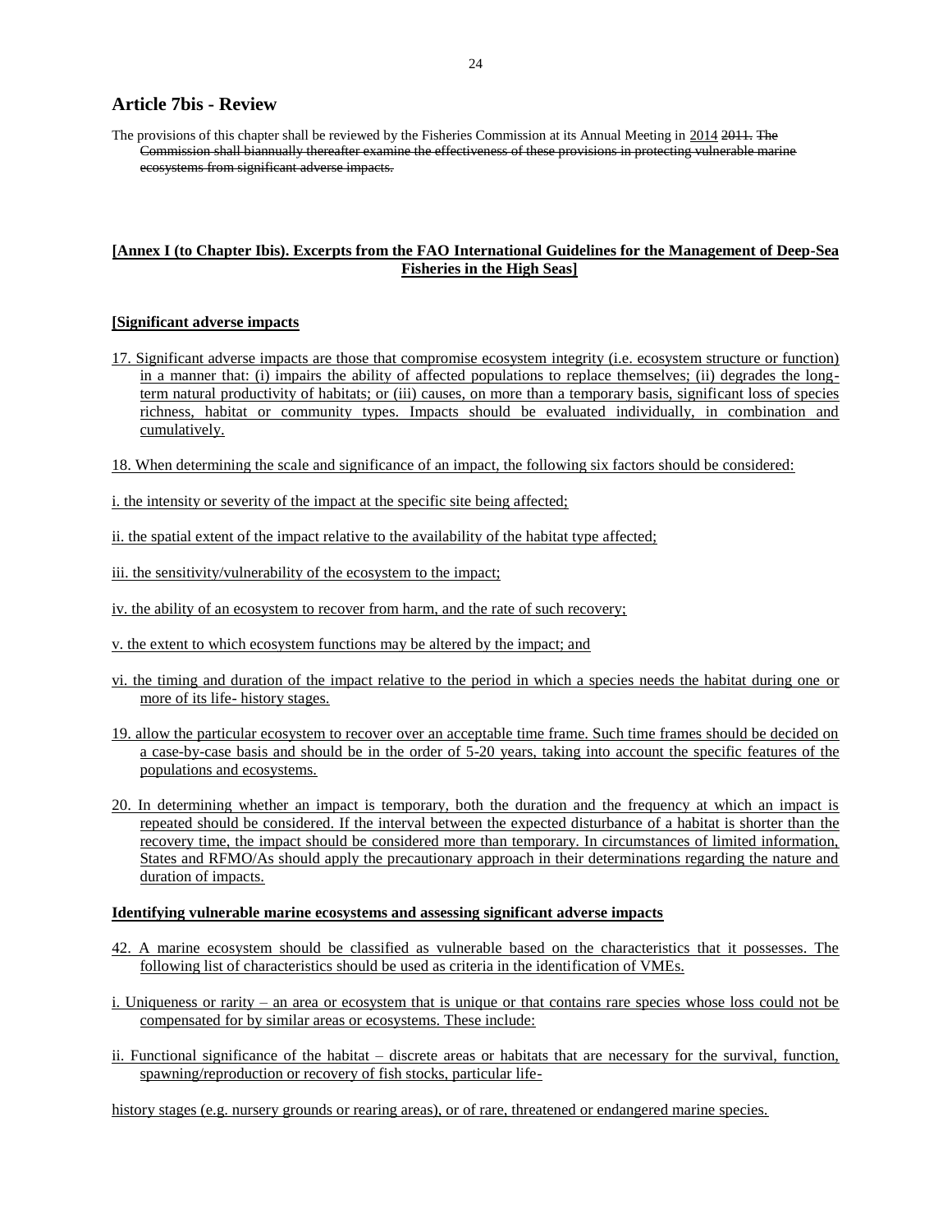## Article 7bis - Review

The provisions of this chapter shall be reviewed by the Fisheries Commission at its Annual Meeting in 2014 ~~2011. The Commission shall biannually thereafter examine the effectiveness of these provisions in protecting vulnerable marine ecosystems from significant adverse impacts.~~

**[Annex I (to Chapter Ibis). Excerpts from the FAO International Guidelines for the Management of Deep-Sea Fisheries in the High Seas]**

**[Significant adverse impacts**

17. Significant adverse impacts are those that compromise ecosystem integrity (i.e. ecosystem structure or function) in a manner that: (i) impairs the ability of affected populations to replace themselves; (ii) degrades the long-term natural productivity of habitats; or (iii) causes, on more than a temporary basis, significant loss of species richness, habitat or community types. Impacts should be evaluated individually, in combination and cumulatively.

18. When determining the scale and significance of an impact, the following six factors should be considered:

i. the intensity or severity of the impact at the specific site being affected;

ii. the spatial extent of the impact relative to the availability of the habitat type affected;

iii. the sensitivity/vulnerability of the ecosystem to the impact;

iv. the ability of an ecosystem to recover from harm, and the rate of such recovery;

v. the extent to which ecosystem functions may be altered by the impact; and

vi. the timing and duration of the impact relative to the period in which a species needs the habitat during one or more of its life- history stages.

19. allow the particular ecosystem to recover over an acceptable time frame. Such time frames should be decided on a case-by-case basis and should be in the order of 5-20 years, taking into account the specific features of the populations and ecosystems.

20. In determining whether an impact is temporary, both the duration and the frequency at which an impact is repeated should be considered. If the interval between the expected disturbance of a habitat is shorter than the recovery time, the impact should be considered more than temporary. In circumstances of limited information, States and RFMO/As should apply the precautionary approach in their determinations regarding the nature and duration of impacts.

**Identifying vulnerable marine ecosystems and assessing significant adverse impacts**

42. A marine ecosystem should be classified as vulnerable based on the characteristics that it possesses. The following list of characteristics should be used as criteria in the identification of VMEs.

i. Uniqueness or rarity – an area or ecosystem that is unique or that contains rare species whose loss could not be compensated for by similar areas or ecosystems. These include:

ii. Functional significance of the habitat – discrete areas or habitats that are necessary for the survival, function, spawning/reproduction or recovery of fish stocks, particular life-

history stages (e.g. nursery grounds or rearing areas), or of rare, threatened or endangered marine species.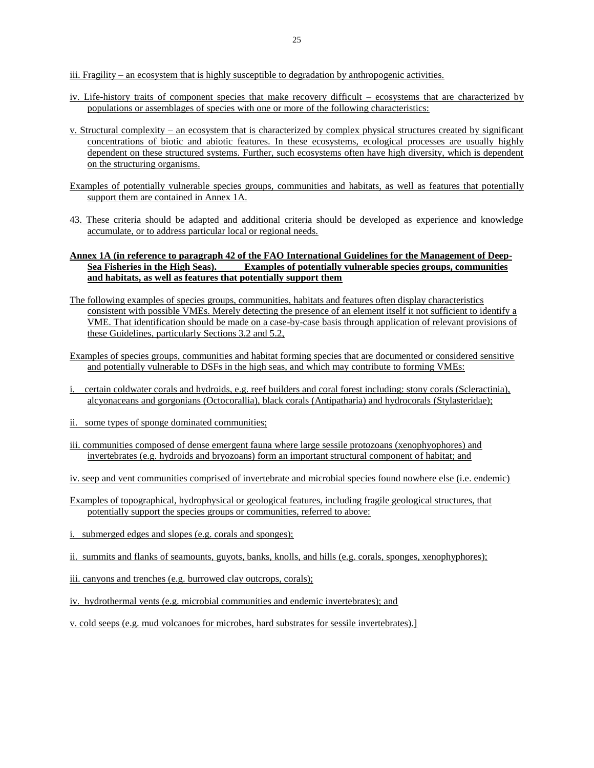iii. Fragility – an ecosystem that is highly susceptible to degradation by anthropogenic activities.

iv. Life-history traits of component species that make recovery difficult – ecosystems that are characterized by populations or assemblages of species with one or more of the following characteristics:

v. Structural complexity – an ecosystem that is characterized by complex physical structures created by significant concentrations of biotic and abiotic features. In these ecosystems, ecological processes are usually highly dependent on these structured systems. Further, such ecosystems often have high diversity, which is dependent on the structuring organisms.

Examples of potentially vulnerable species groups, communities and habitats, as well as features that potentially support them are contained in Annex 1A.

43. These criteria should be adapted and additional criteria should be developed as experience and knowledge accumulate, or to address particular local or regional needs.

**Annex 1A (in reference to paragraph 42 of the FAO International Guidelines for the Management of Deep-Sea Fisheries in the High Seas). Examples of potentially vulnerable species groups, communities and habitats, as well as features that potentially support them**

The following examples of species groups, communities, habitats and features often display characteristics consistent with possible VMEs. Merely detecting the presence of an element itself it not sufficient to identify a VME. That identification should be made on a case-by-case basis through application of relevant provisions of these Guidelines, particularly Sections 3.2 and 5.2,

Examples of species groups, communities and habitat forming species that are documented or considered sensitive and potentially vulnerable to DSFs in the high seas, and which may contribute to forming VMEs:

i. certain coldwater corals and hydroids, e.g. reef builders and coral forest including: stony corals (Scleractinia), alcyonaceans and gorgonians (Octocorallia), black corals (Antipatharia) and hydrocorals (Stylasteridae);

ii. some types of sponge dominated communities;

iii. communities composed of dense emergent fauna where large sessile protozoans (xenophyophores) and invertebrates (e.g. hydroids and bryozoans) form an important structural component of habitat; and

iv. seep and vent communities comprised of invertebrate and microbial species found nowhere else (i.e. endemic)

Examples of topographical, hydrophysical or geological features, including fragile geological structures, that potentially support the species groups or communities, referred to above:

i. submerged edges and slopes (e.g. corals and sponges);

ii. summits and flanks of seamounts, guyots, banks, knolls, and hills (e.g. corals, sponges, xenophyphores);

iii. canyons and trenches (e.g. burrowed clay outcrops, corals);

iv. hydrothermal vents (e.g. microbial communities and endemic invertebrates); and

v. cold seeps (e.g. mud volcanoes for microbes, hard substrates for sessile invertebrates).]